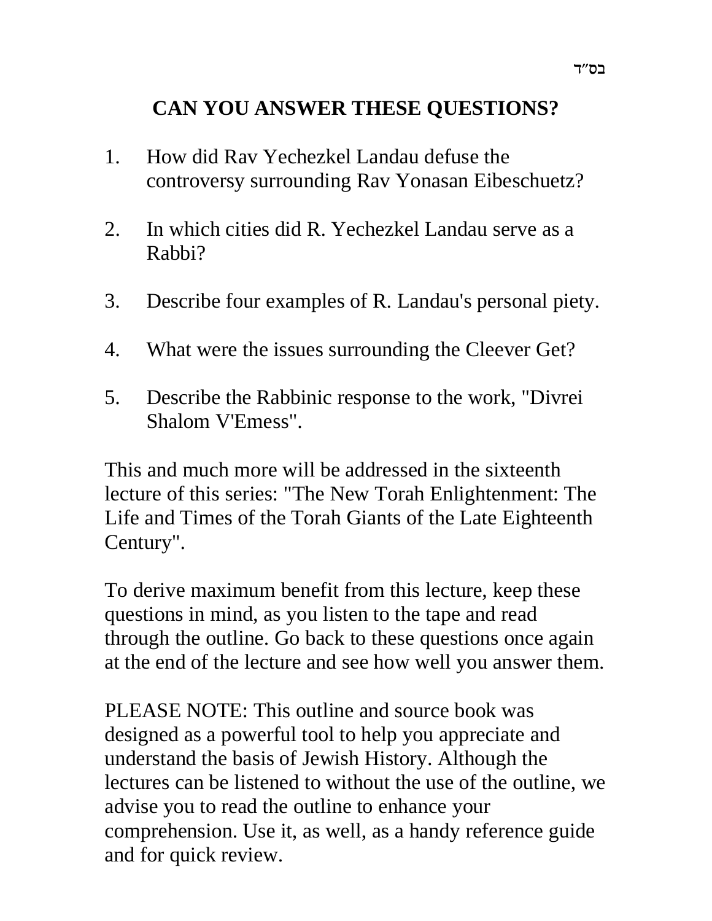בס"ד

# CAN YOU ANSWER THESE QUESTIONS?

1. How did Rav Yechezkel Landau defuse the controversy surrounding Rav Yonasan Eibeschuetz?

2. In which cities did R. Yechezkel Landau serve as a Rabbi?

3. Describe four examples of R. Landau's personal piety.

4. What were the issues surrounding the Cleever Get?

5. Describe the Rabbinic response to the work, "Divrei Shalom V'Emess".

This and much more will be addressed in the sixteenth lecture of this series: "The New Torah Enlightenment: The Life and Times of the Torah Giants of the Late Eighteenth Century".

To derive maximum benefit from this lecture, keep these questions in mind, as you listen to the tape and read through the outline. Go back to these questions once again at the end of the lecture and see how well you answer them.

PLEASE NOTE: This outline and source book was designed as a powerful tool to help you appreciate and understand the basis of Jewish History. Although the lectures can be listened to without the use of the outline, we advise you to read the outline to enhance your comprehension. Use it, as well, as a handy reference guide and for quick review.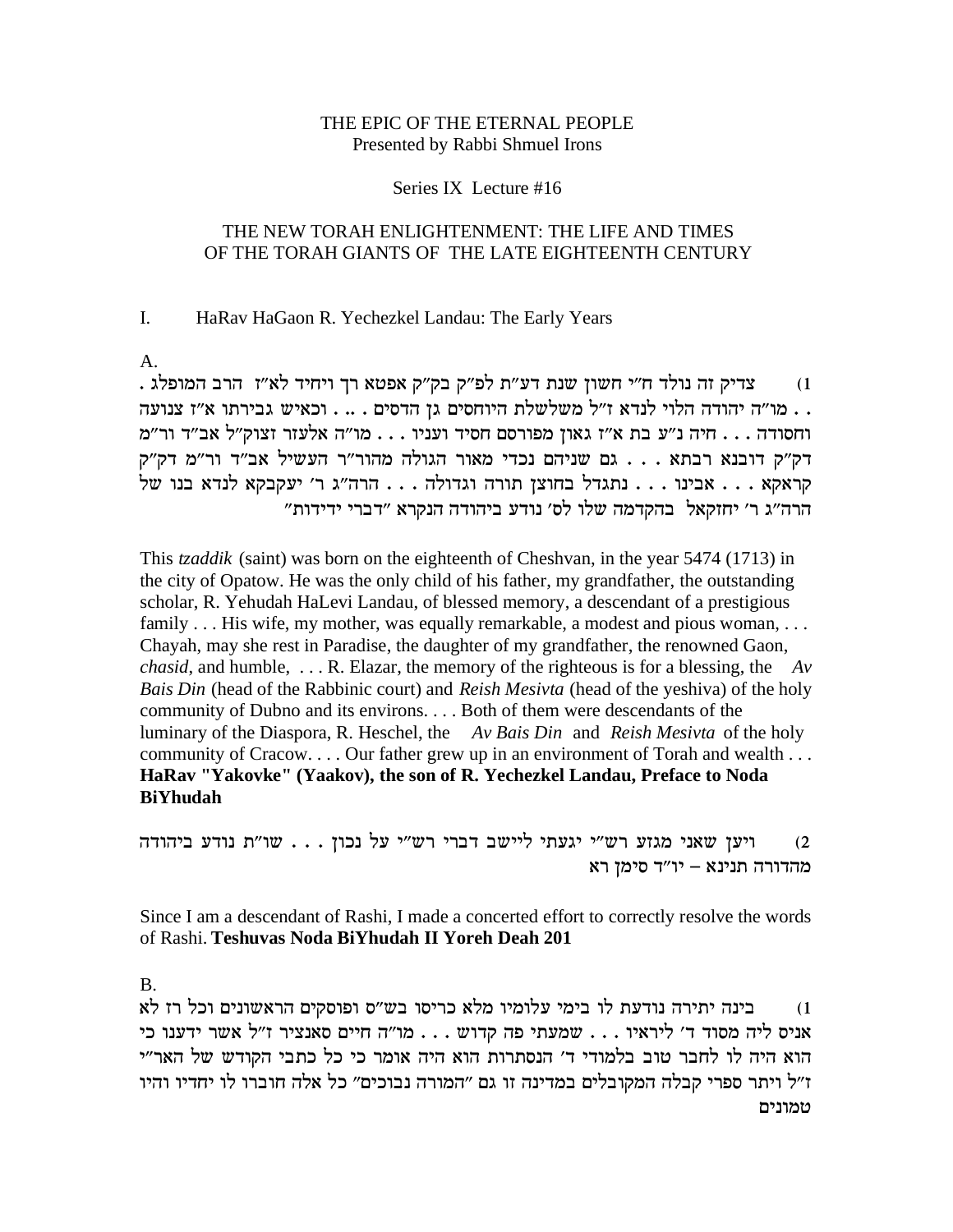THE EPIC OF THE ETERNAL PEOPLE
Presented by Rabbi Shmuel Irons

Series IX Lecture #16

# THE NEW TORAH ENLIGHTENMENT: THE LIFE AND TIMES OF THE TORAH GIANTS OF THE LATE EIGHTEENTH CENTURY

## I. HaRav HaGaon R. Yechezkel Landau: The Early Years

A.

1) צדיק זה נולד ח"י חשון שנת דע"ת לפ"ק בק"ק אפטא רך ויחיד לא"ז הרב המופלג . . . מו"ה יהודה הלוי לנדא ז"ל משלשלת היוחסים גן הדסים . .. . וכאיש גבירתו א"ז צנועה וחסודה . . . חיה נ"ע בת א"ז גאון מפורסם חסיד ועניו . . . מו"ה אלעזר זצוק"ל אב"ד ור"מ דק"ק דובנא רבתא . . . גם שניהם נכדי מאור הגולה מהור"ר העשיל אב"ד ור"מ דק"ק קראקא . . . אבינו . . . נתגדל בחוצן תורה וגדולה . . . הרה"ג ר' יעקבקא לנדא בנו של הרה"ג ר' יחזקאל בהקדמה שלו לס' נודע ביהודה הנקרא "דברי ידידות"

This *tzaddik* (saint) was born on the eighteenth of Cheshvan, in the year 5474 (1713) in the city of Opatow. He was the only child of his father, my grandfather, the outstanding scholar, R. Yehudah HaLevi Landau, of blessed memory, a descendant of a prestigious family . . . His wife, my mother, was equally remarkable, a modest and pious woman, . . . Chayah, may she rest in Paradise, the daughter of my grandfather, the renowned Gaon, *chasid*, and humble, . . . R. Elazar, the memory of the righteous is for a blessing, the *Av Bais Din* (head of the Rabbinic court) and *Reish Mesivta* (head of the yeshiva) of the holy community of Dubno and its environs. . . . Both of them were descendants of the luminary of the Diaspora, R. Heschel, the *Av Bais Din* and *Reish Mesivta* of the holy community of Cracow. . . . Our father grew up in an environment of Torah and wealth . . . **HaRav "Yakovke" (Yaakov), the son of R. Yechezkel Landau, Preface to Noda BiYhudah**

2) ויען שאני מגזע רש"י יגעתי ליישב דברי רש"י על נכון . . . שו"ת נודע ביהודה מהדורה תנינא – יו"ד סימן רא

Since I am a descendant of Rashi, I made a concerted effort to correctly resolve the words of Rashi. **Teshuvas Noda BiYhudah II Yoreh Deah 201**

B.

1) בינה יתירה נודעת לו בימי עלומיו מלא כריסו בש"ס ופוסקים הראשונים וכל רז לא אניס ליה מסוד ד' ליראיו . . . שמעתי פה קדוש . . . מו"ה חיים סאנציר ז"ל אשר ידענו כי הוא היה לו לחבר טוב בלמודי ד' הנסתרות הוא היה אומר כי כל כתבי הקודש של האר"י ז"ל ויתר ספרי קבלה המקובלים במדינה זו גם "המורה נבוכים" כל אלה חוברו לו יחדיו והיו טמונים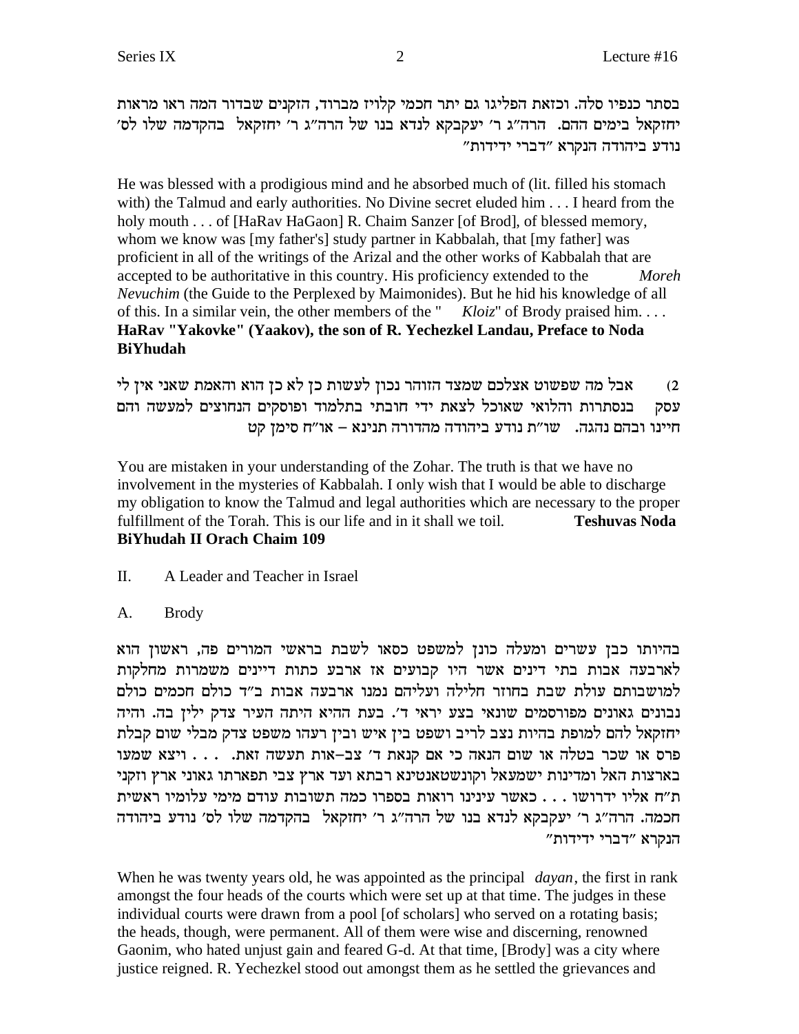בסתר כנפיו סלה. וכזאת הפליגו גם יתר חכמי קלויז מברוד, הזקנים שבדור המה ראו מראות יחזקאל בימים ההם. הרה"ג ר' יעקבקא לנדא בנו של הרה"ג ר' יחזקאל בהקדמה שלו לס' נודע ביהודה הנקרא "דברי ידידות"

He was blessed with a prodigious mind and he absorbed much of (lit. filled his stomach with) the Talmud and early authorities. No Divine secret eluded him . . . I heard from the holy mouth . . . of [HaRav HaGaon] R. Chaim Sanzer [of Brod], of blessed memory, whom we know was [my father's] study partner in Kabbalah, that [my father] was proficient in all of the writings of the Arizal and the other works of Kabbalah that are accepted to be authoritative in this country. His proficiency extended to the *Moreh Nevuchim* (the Guide to the Perplexed by Maimonides). But he hid his knowledge of all of this. In a similar vein, the other members of the "*Kloiz*" of Brody praised him. . . . **HaRav "Yakovke" (Yaakov), the son of R. Yechezkel Landau, Preface to Noda BiYhudah**

2) אבל מה שפשוט אצלכם שמצד הזוהר נכון לעשות כן לא כן הוא והאמת שאני אין לי עסק בנסתרות והלואי שאוכל לצאת ידי חובתי בתלמוד ופוסקים הנחוצים למעשה והם חיינו ובהם נהגה. שו"ת נודע ביהודה מהדורה תנינא – או"ח סימן קט

You are mistaken in your understanding of the Zohar. The truth is that we have no involvement in the mysteries of Kabbalah. I only wish that I would be able to discharge my obligation to know the Talmud and legal authorities which are necessary to the proper fulfillment of the Torah. This is our life and in it shall we toil. **Teshuvas Noda BiYhudah II Orach Chaim 109**

## II. A Leader and Teacher in Israel

### A. Brody

בהיותו כבן עשרים ומעלה כונן למשפט כסאו לשבת בראשי המורים פה, ראשון הוא לארבעה אבות בתי דינים אשר היו קבועים אז ארבע כתות דיינים משמרות מחלקות למושבותם עולת שבת בחוזר חלילה ועליהם נמנו ארבעה אבות ב"ד כולם חכמים כולם נבונים גאונים מפורסמים שונאי בצע יראי ד'. בעת ההיא היתה העיר צדק ילין בה. והיה יחזקאל להם למופת בהיות נצב לריב ושפט בין איש ובין רעהו משפט צדק מבלי שום קבלת פרס או שכר בטלה או שום הנאה כי אם קנאת ד' צב–אות תעשה זאת. . . . ויצא שמעו בארצות האל ומדינות ישמעאל וקונשטאנטינא רבתא ועד ארץ צבי תפארתו גאוני ארץ וזקני ת"ח אליו ידרושו . . . כאשר עינינו רואות בספרו כמה תשובות עודם מימי עלומיו ראשית חכמה. הרה"ג ר' יעקבקא לנדא בנו של הרה"ג ר' יחזקאל בהקדמה שלו לס' נודע ביהודה הנקרא "דברי ידידות"

When he was twenty years old, he was appointed as the principal *dayan*, the first in rank amongst the four heads of the courts which were set up at that time. The judges in these individual courts were drawn from a pool [of scholars] who served on a rotating basis; the heads, though, were permanent. All of them were wise and discerning, renowned Gaonim, who hated unjust gain and feared G-d. At that time, [Brody] was a city where justice reigned. R. Yechezkel stood out amongst them as he settled the grievances and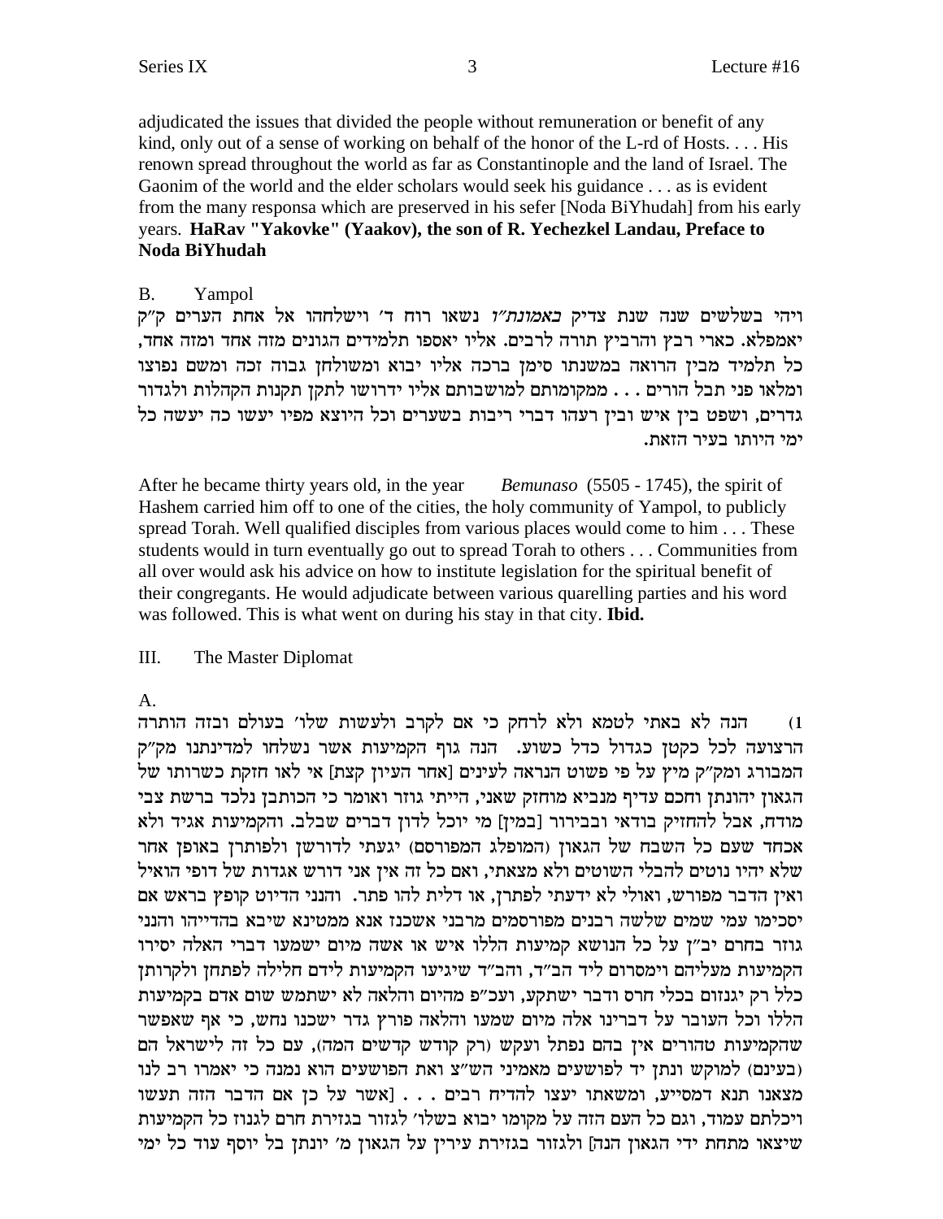adjudicated the issues that divided the people without remuneration or benefit of any kind, only out of a sense of working on behalf of the honor of the L-rd of Hosts. . . . His renown spread throughout the world as far as Constantinople and the land of Israel. The Gaonim of the world and the elder scholars would seek his guidance . . . as is evident from the many responsa which are preserved in his sefer [Noda BiYhudah] from his early years. **HaRav "Yakovke" (Yaakov), the son of R. Yechezkel Landau, Preface to Noda BiYhudah**

B. Yampol

ויהי בשלשים שנה שנת צדיק *באמונת״ו* נשאו רוח ד׳ וישלחהו אל אחת הערים ק״ק יאמפלא. כארי רבץ והרביץ תורה לרבים. אליו יאספו תלמידים הגונים מזה אחד ומזה אחד, כל תלמיד מבין הרואה במשנתו סימן ברכה אליו יבוא ומשולחן גבוה זכה ומשם נפוצו ומלאו פני תבל הורים . . . ממקומותם למושבותם אליו ידרושו לתקן תקנות הקהלות ולגדור גדרים, ושפט בין איש ובין רעהו דברי ריבות בשערים וכל היוצא מפיו יעשו כה יעשה כל ימי היותו בעיר הזאת.

After he became thirty years old, in the year *Bemunaso* (5505 - 1745), the spirit of Hashem carried him off to one of the cities, the holy community of Yampol, to publicly spread Torah. Well qualified disciples from various places would come to him . . . These students would in turn eventually go out to spread Torah to others . . . Communities from all over would ask his advice on how to institute legislation for the spiritual benefit of their congregants. He would adjudicate between various quarelling parties and his word was followed. This is what went on during his stay in that city. **Ibid.**

III. The Master Diplomat

A.

1) הנה לא באתי לטמא ולא לרחק כי אם לקרב ולעשות שלו׳ בעולם ובזה הותרה הרצועה לכל כקטן כגדול כדל כשוע. הנה גוף הקמיעות אשר נשלחו למדינתנו מק״ק המבורג ומק״ק מיץ על פי פשוט הנראה לעינים [אחר העיון קצת] אי לאו חזקת כשרותו של הגאון יהונתן וחכם עדיף מנביא מוחזק שאני, הייתי גוזר ואומר כי הכותבן נלכד ברשת צבי מודח, אבל להחזיק בודאי ובבירור [במין] מי יוכל לדון דברים שבלב. והקמיעות אגיד ולא אכחד שעם כל השבח של הגאון (המופלג המפורסם) יגעתי לדורשן ולפותרן באופן אחר שלא יהיו נוטים להבלי השוטים ולא מצאתי, ואם כל זה אין אני דורש אגדות של דופי הואיל ואין הדבר מפורש, ואולי לא ידעתי לפתרן, או דלית להו פתר. והנני הדיוט קופץ בראש אם יסכימו עמי שמים שלשה רבנים מפורסמים מרבני אשכנז אנא ממטינא שיבא בהדייהו והנני גוזר בחרם יב״ן על כל הנושא קמיעות הללו איש או אשה מיום ישמעו דברי האלה יסירו הקמיעות מעליהם וימסרום ליד הב״ד, והב״ד שיגיעו הקמיעות לידם חלילה לפתחן ולקרותן כלל רק יגנזום בכלי חרס ודבר ישתקע, ועכ״פ מהיום והלאה לא ישתמש שום אדם בקמיעות הללו וכל העובר על דברינו אלה מיום שמעו והלאה פורץ גדר ישכנו נחש, כי אף שאפשר שהקמיעות טהורים אין בהם נפתל ועקש (רק קודש קדשים המה), עם כל זה לישראל הם (בעינם) למוקש ונתן יד לפושעים מאמיני הש״צ ואת הפושעים הוא נמנה כי יאמרו רב לנו מצאנו תנא דמסייע, ומשאתו יעצו להדיח רבים . . . [אשר על כן אם הדבר הזה תעשו ויכלתם עמוד, וגם כל העם הזה על מקומו יבוא בשלו׳ לגזור בגזירת חרם לגנוז כל הקמיעות שיצאו מתחת ידי הגאון הנה] ולגזור בגזירת עירין על הגאון מ׳ יונתן בל יוסף עוד כל ימי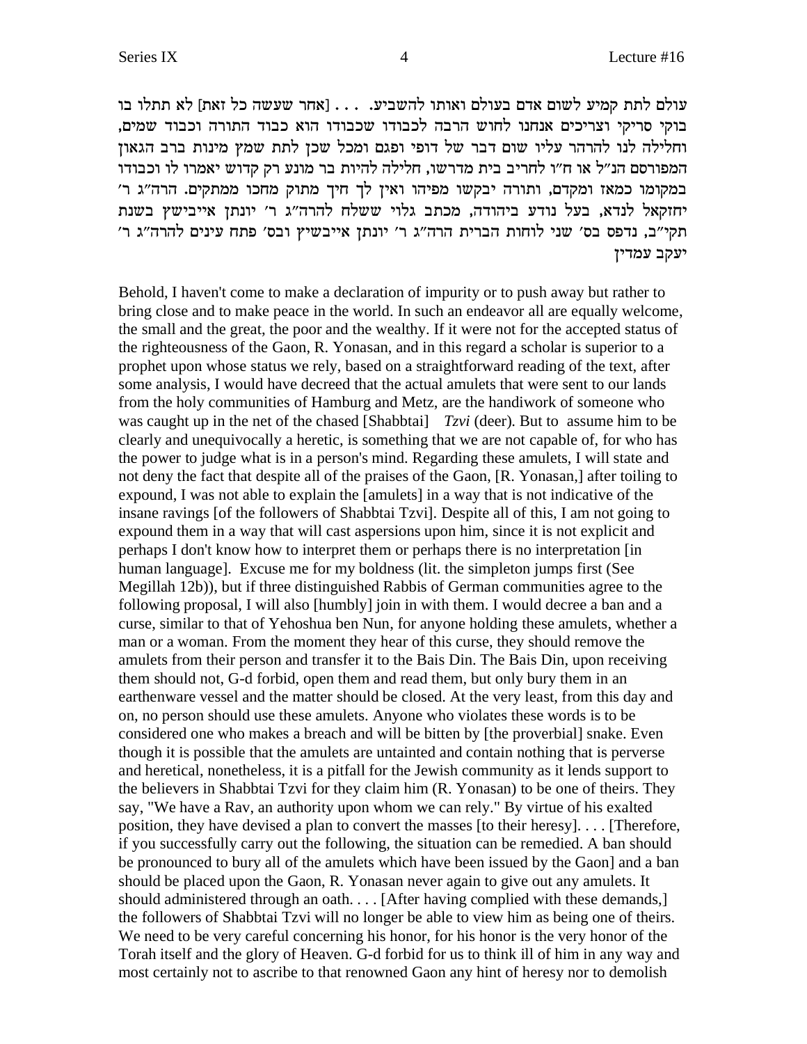עולם לתת קמיע לשום אדם בעולם ואותו להשביע. . . . [אחר שעשה כל זאת] לא תתלו בו בוקי סריקי וצריכים אנחנו לחוש הרבה לכבודו שכבודו הוא כבוד התורה וכבוד שמים, וחלילה לנו להרהר עליו שום דבר של דופי ופגם ומכל שכן לתת שמץ מינות ברב הגאון המפורסם הנ"ל או ח"ו לחריב בית מדרשו, חלילה להיות בר מונע רק קדוש יאמרו לו וכבודו במקומו כמאז ומקדם, ותורה יבקשו מפיהו ואין לך חיך מתוק מחכו ממתקים. הרה"ג ר' יחזקאל לנדא, בעל נודע ביהודה, מכתב גלוי ששלח להרה"ג ר' יונתן אייבישץ בשנת תקי"ב, נדפס בס' שני לוחות הברית הרה"ג ר' יונתן אייבשיץ ובס' פתח עינים להרה"ג ר' יעקב עמדין

Behold, I haven't come to make a declaration of impurity or to push away but rather to bring close and to make peace in the world. In such an endeavor all are equally welcome, the small and the great, the poor and the wealthy. If it were not for the accepted status of the righteousness of the Gaon, R. Yonasan, and in this regard a scholar is superior to a prophet upon whose status we rely, based on a straightforward reading of the text, after some analysis, I would have decreed that the actual amulets that were sent to our lands from the holy communities of Hamburg and Metz, are the handiwork of someone who was caught up in the net of the chased [Shabbtai] *Tzvi* (deer). But to assume him to be clearly and unequivocally a heretic, is something that we are not capable of, for who has the power to judge what is in a person's mind. Regarding these amulets, I will state and not deny the fact that despite all of the praises of the Gaon, [R. Yonasan,] after toiling to expound, I was not able to explain the [amulets] in a way that is not indicative of the insane ravings [of the followers of Shabbtai Tzvi]. Despite all of this, I am not going to expound them in a way that will cast aspersions upon him, since it is not explicit and perhaps I don't know how to interpret them or perhaps there is no interpretation [in human language]. Excuse me for my boldness (lit. the simpleton jumps first (See Megillah 12b)), but if three distinguished Rabbis of German communities agree to the following proposal, I will also [humbly] join in with them. I would decree a ban and a curse, similar to that of Yehoshua ben Nun, for anyone holding these amulets, whether a man or a woman. From the moment they hear of this curse, they should remove the amulets from their person and transfer it to the Bais Din. The Bais Din, upon receiving them should not, G-d forbid, open them and read them, but only bury them in an earthenware vessel and the matter should be closed. At the very least, from this day and on, no person should use these amulets. Anyone who violates these words is to be considered one who makes a breach and will be bitten by [the proverbial] snake. Even though it is possible that the amulets are untainted and contain nothing that is perverse and heretical, nonetheless, it is a pitfall for the Jewish community as it lends support to the believers in Shabbtai Tzvi for they claim him (R. Yonasan) to be one of theirs. They say, "We have a Rav, an authority upon whom we can rely." By virtue of his exalted position, they have devised a plan to convert the masses [to their heresy]. . . . [Therefore, if you successfully carry out the following, the situation can be remedied. A ban should be pronounced to bury all of the amulets which have been issued by the Gaon] and a ban should be placed upon the Gaon, R. Yonasan never again to give out any amulets. It should administered through an oath. . . . [After having complied with these demands,] the followers of Shabbtai Tzvi will no longer be able to view him as being one of theirs. We need to be very careful concerning his honor, for his honor is the very honor of the Torah itself and the glory of Heaven. G-d forbid for us to think ill of him in any way and most certainly not to ascribe to that renowned Gaon any hint of heresy nor to demolish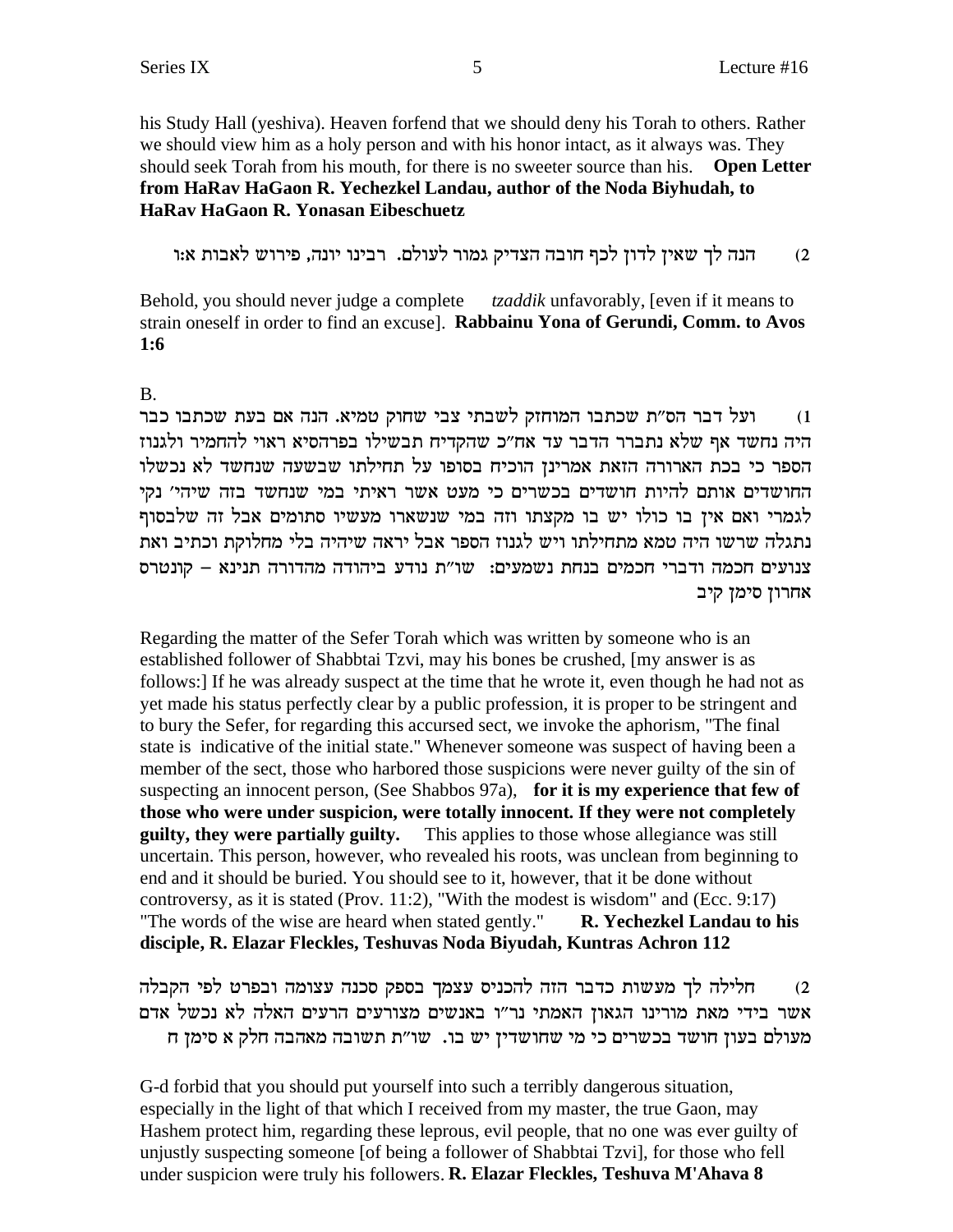his Study Hall (yeshiva). Heaven forfend that we should deny his Torah to others. Rather we should view him as a holy person and with his honor intact, as it always was. They should seek Torah from his mouth, for there is no sweeter source than his. **Open Letter from HaRav HaGaon R. Yechezkel Landau, author of the Noda Biyhudah, to HaRav HaGaon R. Yonasan Eibeschuetz**

2) הנה לך שאין לדון לכף חובה הצדיק גמור לעולם. רבינו יונה, פירוש לאבות א:ו

Behold, you should never judge a complete *tzaddik* unfavorably, [even if it means to strain oneself in order to find an excuse]. **Rabbainu Yona of Gerundi, Comm. to Avos 1:6**

B.

1) ועל דבר הס"ת שכתבו המוחזק לשבתי צבי שחוק טמיא. הנה אם בעת שכתבו כבר היה נחשד אף שלא נתברר הדבר עד אח"כ שהקדיח תבשילו בפרהסיא ראוי להחמיר ולגנוז הספר כי בכת הארורה הזאת אמרינן הוכיח בסופו על תחילתו שבשעה שנחשד לא נכשלו החושדים אותם להיות חושדים בכשרים כי מעט אשר ראיתי במי שנחשד בזה שיהי' נקי לגמרי ואם אין בו כולו יש בו מקצתו וזה במי שנשארו מעשיו סתומים אבל זה שלבסוף נתגלה שרשו היה טמא מתחילתו ויש לגנוז הספר אבל יראה שיהיה בלי מחלוקת וכתיב ואת צנועים חכמה ודברי חכמים בנחת נשמעים: שו"ת נודע ביהודה מהדורה תנינא – קונטרס אחרון סימן קיב

Regarding the matter of the Sefer Torah which was written by someone who is an established follower of Shabbtai Tzvi, may his bones be crushed, [my answer is as follows:] If he was already suspect at the time that he wrote it, even though he had not as yet made his status perfectly clear by a public profession, it is proper to be stringent and to bury the Sefer, for regarding this accursed sect, we invoke the aphorism, "The final state is indicative of the initial state." Whenever someone was suspect of having been a member of the sect, those who harbored those suspicions were never guilty of the sin of suspecting an innocent person, (See Shabbos 97a), **for it is my experience that few of those who were under suspicion, were totally innocent. If they were not completely guilty, they were partially guilty.** This applies to those whose allegiance was still uncertain. This person, however, who revealed his roots, was unclean from beginning to end and it should be buried. You should see to it, however, that it be done without controversy, as it is stated (Prov. 11:2), "With the modest is wisdom" and (Ecc. 9:17) "The words of the wise are heard when stated gently." **R. Yechezkel Landau to his disciple, R. Elazar Fleckles, Teshuvas Noda Biyudah, Kuntras Achron 112**

2) חלילה לך מעשות כדבר הזה להכניס עצמך בספק סכנה עצומה ובפרט לפי הקבלה אשר בידי מאת מורינו הגאון האמתי נר"ו באנשים מצורעים הרעים האלה לא נכשל אדם מעולם בעון חושד בכשרים כי מי שחושדין יש בו. שו"ת תשובה מאהבה חלק א סימן ח

G-d forbid that you should put yourself into such a terribly dangerous situation, especially in the light of that which I received from my master, the true Gaon, may Hashem protect him, regarding these leprous, evil people, that no one was ever guilty of unjustly suspecting someone [of being a follower of Shabbtai Tzvi], for those who fell under suspicion were truly his followers. **R. Elazar Fleckles, Teshuva M'Ahava 8**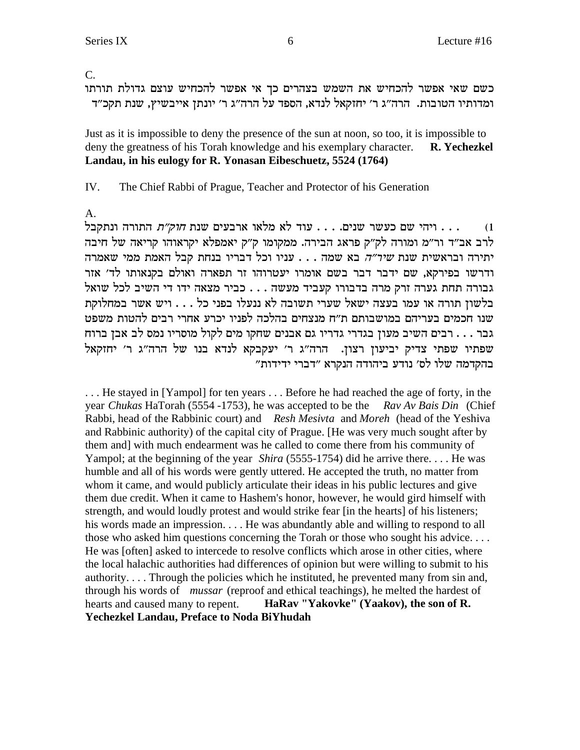C.

כשם שאי אפשר להכחיש את השמש בצהרים כך אי אפשר להכחיש עוצם גדולת תורתו ומדותיו הטובות. הרה"ג ר' יחזקאל לנדא, הספד על הרה"ג ר' יונתן אייבשיץ, שנת תקכ"ד

Just as it is impossible to deny the presence of the sun at noon, so too, it is impossible to deny the greatness of his Torah knowledge and his exemplary character. **R. Yechezkel Landau, in his eulogy for R. Yonasan Eibeschuetz, 5524 (1764)**

IV. The Chief Rabbi of Prague, Teacher and Protector of his Generation

A.

1) . . . ויהי שם כעשר שנים. . . . עוד לא מלאו ארבעים שנת *חוק"ת* התורה ונתקבל לרב אב"ד ור"מ ומורה לק"ק פראג הבירה. ממקומו ק"ק יאמפלא יקראוהו קריאה של חיבה יתירה ובראשית שנת *שיר"ה* בא שמה . . . עניו וכל דבריו בנחת קבל האמת ממי שאמרה ודרשו בפירקא, שם ידבר דבר בשם אומרו יעטרוהו זר תפארה ואולם בקנאותו לד' אזר גבורה תחת גערה זרק מרה בדבורו קעביד מעשה . . . כביר מצאה ידו די השיב לכל שואל בלשון תורה או עמו בעצה ישאל שערי תשובה לא ננעלו בפני כל . . . ויש אשר במחלוקת שנו חכמים בעריהם במושבותם ת"ח מנצחים בהלכה לפניו יכרע אחרי רבים להטות משפט גבר . . . רבים השיב מעון בגדרי גדריו גם אבנים שחקו מים לקול מוסריו נמס לב אבן ברוח שפתיו שפתי צדיק יביעון רצון. הרה"ג ר' יעקבקא לנדא בנו של הרה"ג ר' יחזקאל בהקדמה שלו לס' נודע ביהודה הנקרא "דברי ידידות"

. . . He stayed in [Yampol] for ten years . . . Before he had reached the age of forty, in the year *Chukas* HaTorah (5554 -1753), he was accepted to be the *Rav Av Bais Din* (Chief Rabbi, head of the Rabbinic court) and *Resh Mesivta* and *Moreh* (head of the Yeshiva and Rabbinic authority) of the capital city of Prague. [He was very much sought after by them and] with much endearment was he called to come there from his community of Yampol; at the beginning of the year *Shira* (5555-1754) did he arrive there. . . . He was humble and all of his words were gently uttered. He accepted the truth, no matter from whom it came, and would publicly articulate their ideas in his public lectures and give them due credit. When it came to Hashem's honor, however, he would gird himself with strength, and would loudly protest and would strike fear [in the hearts] of his listeners; his words made an impression. . . . He was abundantly able and willing to respond to all those who asked him questions concerning the Torah or those who sought his advice. . . . He was [often] asked to intercede to resolve conflicts which arose in other cities, where the local halachic authorities had differences of opinion but were willing to submit to his authority. . . . Through the policies which he instituted, he prevented many from sin and, through his words of *mussar* (reproof and ethical teachings), he melted the hardest of hearts and caused many to repent. **HaRav "Yakovke" (Yaakov), the son of R. Yechezkel Landau, Preface to Noda BiYhudah**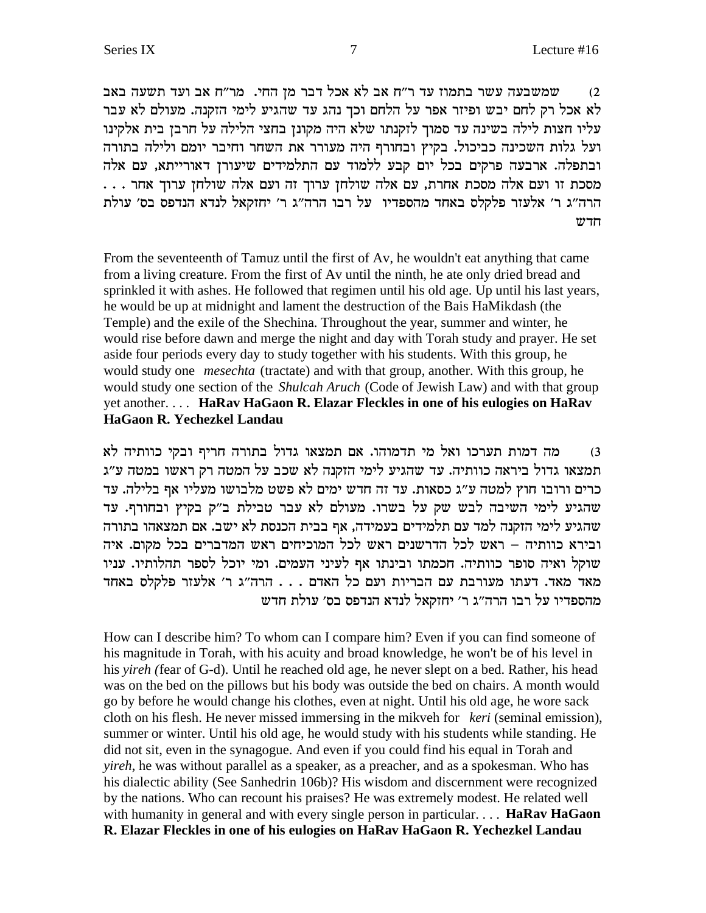2) שמשבעה עשר בתמוז עד ר"ח אב לא אכל דבר מן החי. מר"ח אב ועד תשעה באב לא אכל רק לחם יבש ופיזר אפר על הלחם וכך נהג עד שהגיע לימי הזקנה. מעולם לא עבר עליו חצות לילה בשינה עד סמוך לזקנתו שלא היה מקונן בחצי הלילה על חרבן בית אלקינו ועל גלות השכינה כביכול. בקיץ ובחורף היה מעורר את השחר וחיבר יומם ולילה בתורה ובתפלה. ארבעה פרקים בכל יום קבע ללמוד עם התלמידים שיעורן דאורייתא, עם אלה מסכת זו ועם אלה מסכת אחרת, עם אלה שולחן ערוך זה ועם אלה שולחן ערוך אחר . . . הרה"ג ר' אלעזר פלקלס באחד מהספדיו על רבו הרה"ג ר' יחזקאל לנדא הנדפס בס' עולת חדש

From the seventeenth of Tamuz until the first of Av, he wouldn't eat anything that came from a living creature. From the first of Av until the ninth, he ate only dried bread and sprinkled it with ashes. He followed that regimen until his old age. Up until his last years, he would be up at midnight and lament the destruction of the Bais HaMikdash (the Temple) and the exile of the Shechina. Throughout the year, summer and winter, he would rise before dawn and merge the night and day with Torah study and prayer. He set aside four periods every day to study together with his students. With this group, he would study one *mesechta* (tractate) and with that group, another. With this group, he would study one section of the *Shulcah Aruch* (Code of Jewish Law) and with that group yet another. . . . **HaRav HaGaon R. Elazar Fleckles in one of his eulogies on HaRav HaGaon R. Yechezkel Landau**

3) מה דמות תערכו ואל מי תדמוהו. אם תמצאו גדול בתורה חריף ובקי כוותיה לא תמצאו גדול ביראה כוותיה. עד שהגיע לימי הזקנה לא שכב על המטה רק ראשו במטה ע"ג כרים ורובו חוץ למטה ע"ג כסאות. עד זה חדש ימים לא פשט מלבושו מעליו אף בלילה. עד שהגיע לימי השיבה לבש שק על בשרו. מעולם לא עבר טבילת ב"ק בקיץ ובחורף. עד שהגיע לימי הזקנה למד עם תלמידים בעמידה, אף בבית הכנסת לא ישב. אם תמצאהו בתורה וביראה כוותיה – ראש לכל הדרשנים ראש לכל המוכיחים ראש המדברים בכל מקום. איה שוקל ואיה סופר כוותיה. חכמתו ובינתו אף לעיני העמים. ומי יוכל לספר תהלותיו. ענינו מאד מאד. דעתו מעורבת עם הבריות ועם כל האדם . . . הרה"ג ר' אלעזר פלקלס באחד מהספדיו על רבו הרה"ג ר' יחזקאל לנדא הנדפס בס' עולת חדש

How can I describe him? To whom can I compare him? Even if you can find someone of his magnitude in Torah, with his acuity and broad knowledge, he won't be of his level in his *yireh (*fear of G-d). Until he reached old age, he never slept on a bed. Rather, his head was on the bed on the pillows but his body was outside the bed on chairs. A month would go by before he would change his clothes, even at night. Until his old age, he wore sack cloth on his flesh. He never missed immersing in the mikveh for *keri* (seminal emission), summer or winter. Until his old age, he would study with his students while standing. He did not sit, even in the synagogue. And even if you could find his equal in Torah and *yireh*, he was without parallel as a speaker, as a preacher, and as a spokesman. Who has his dialectic ability (See Sanhedrin 106b)? His wisdom and discernment were recognized by the nations. Who can recount his praises? He was extremely modest. He related well with humanity in general and with every single person in particular. . . . **HaRav HaGaon R. Elazar Fleckles in one of his eulogies on HaRav HaGaon R. Yechezkel Landau**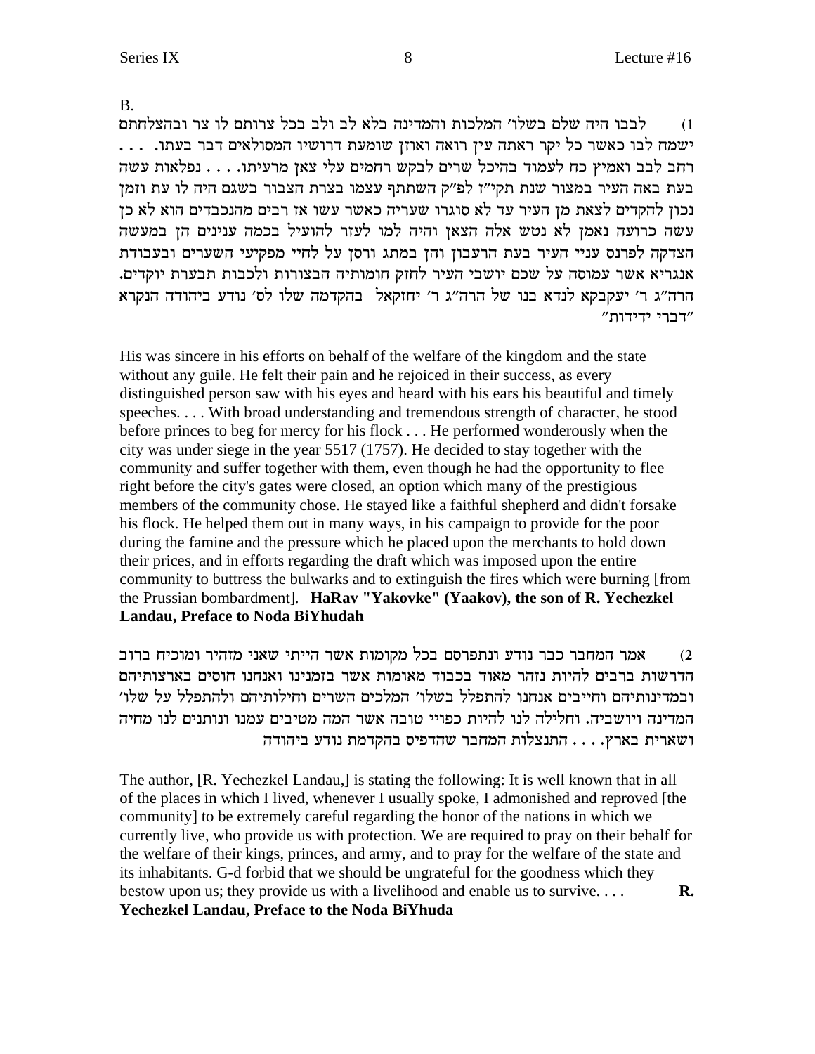B.

1) לבבו היה שלם בשלו' המלכות והמדינה בלא לב ולב בכל צרותם לו צר ובהצלחתם ישמח לבו כאשר כל יקר ראתה עין רואה ואוזן שומעת דרושיו המסולאים דבר בעתו. . . . רחב לבב ואמיץ כח לעמוד בהיכל שרים לבקש רחמים עלי צאן מרעיתו. . . . נפלאות עשה בעת באה העיר במצור שנת תקי"ז לפ"ק השתתף עצמו בצרת הצבור בשגם היה לו עת וזמן נכון להקדים לצאת מן העיר עד לא סוגרו שעריה כאשר עשו אז רבים מהנכבדים הוא לא כן עשה כרועה נאמן לא נטש אלה הצאן והיה למו לעזר להועיל בכמה ענינים הן במעשה הצדקה לפרנס עניי העיר בעת הרעבון והן במתג ורסן על לחיי מפקיעי השערים ובעבודת אנגריא אשר עמוסה על שכם יושבי העיר לחזק חומותיה הבצורות ולכבות תבערת יוקדים. הרה"ג ר' יעקבקא לנדא בנו של הרה"ג ר' יחזקאל בהקדמה שלו לס' נודע ביהודה הנקרא "דברי ידידות"

His was sincere in his efforts on behalf of the welfare of the kingdom and the state without any guile. He felt their pain and he rejoiced in their success, as every distinguished person saw with his eyes and heard with his ears his beautiful and timely speeches. . . . With broad understanding and tremendous strength of character, he stood before princes to beg for mercy for his flock . . . He performed wonderously when the city was under siege in the year 5517 (1757). He decided to stay together with the community and suffer together with them, even though he had the opportunity to flee right before the city's gates were closed, an option which many of the prestigious members of the community chose. He stayed like a faithful shepherd and didn't forsake his flock. He helped them out in many ways, in his campaign to provide for the poor during the famine and the pressure which he placed upon the merchants to hold down their prices, and in efforts regarding the draft which was imposed upon the entire community to buttress the bulwarks and to extinguish the fires which were burning [from the Prussian bombardment]. **HaRav "Yakovke" (Yaakov), the son of R. Yechezkel Landau, Preface to Noda BiYhudah**

2) אמר המחבר כבר נודע ונתפרסם בכל מקומות אשר הייתי שאני מזהיר ומוכיח ברוב הדרשות ברבים להיות נזהר מאוד בכבוד מאומות אשר בזמנינו ואנחנו חוסים בארצותיהם ובמדינותיהם וחייבים אנחנו להתפלל בשלו' המלכים השרים וחילותיהם ולהתפלל על שלו' המדינה ויושביה. וחלילה לנו להיות כפויי טובה אשר המה מטיבים עמנו ונותנים לנו מחיה ושארית בארץ. . . . התנצלות המחבר שהדפיס בהקדמת נודע ביהודה

The author, [R. Yechezkel Landau,] is stating the following: It is well known that in all of the places in which I lived, whenever I usually spoke, I admonished and reproved [the community] to be extremely careful regarding the honor of the nations in which we currently live, who provide us with protection. We are required to pray on their behalf for the welfare of their kings, princes, and army, and to pray for the welfare of the state and its inhabitants. G-d forbid that we should be ungrateful for the goodness which they bestow upon us; they provide us with a livelihood and enable us to survive. . . . **R. Yechezkel Landau, Preface to the Noda BiYhuda**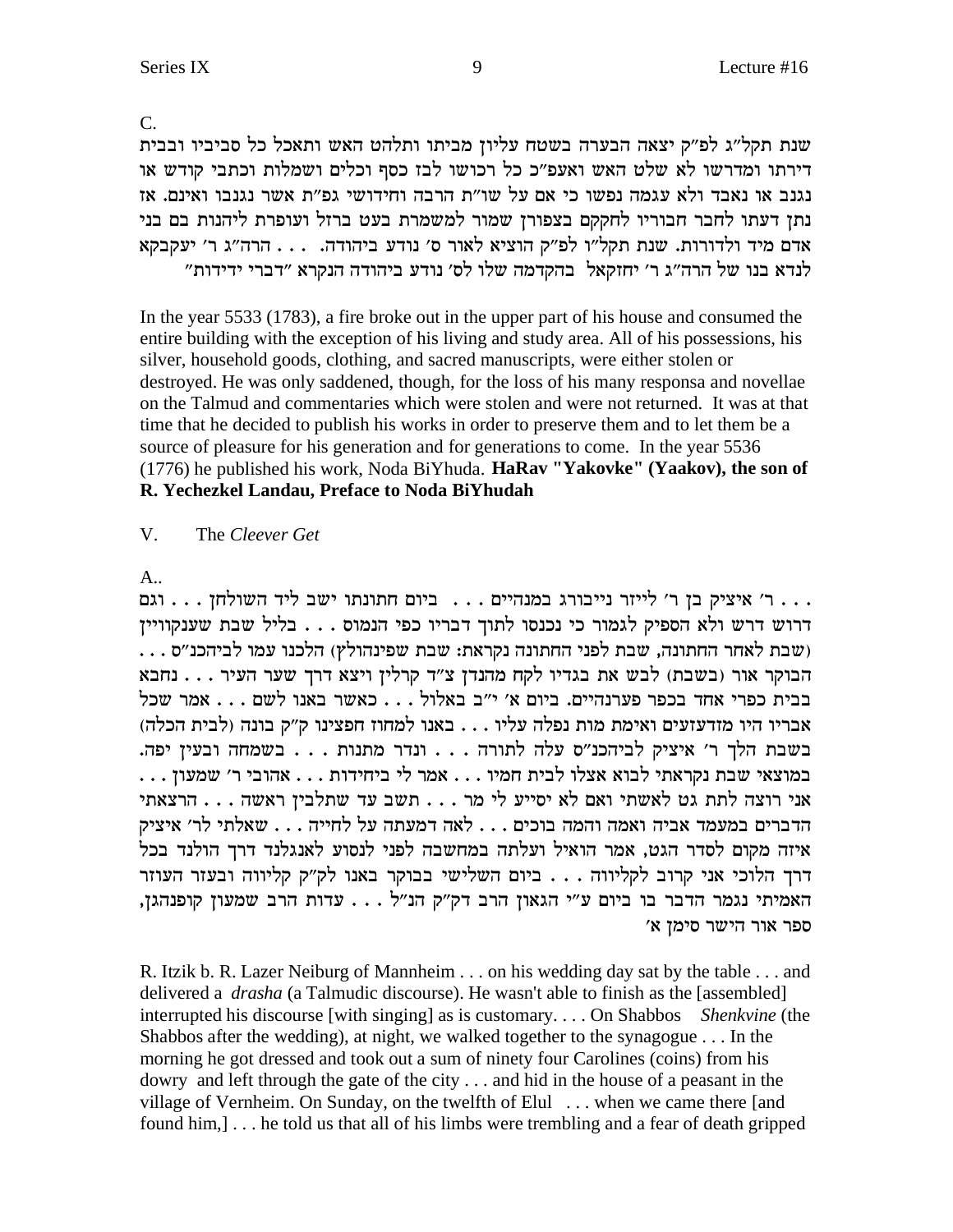C.

שנת תקל"ג לפ"ק יצאה הבערה בשטח עליון מביתו ותלהט האש ותאכל כל סביביו ובבית דירתו ומדרשו לא שלט האש ואעפ"כ כל רכושו לבז כסף וכלים ושמלות וכתבי קודש או נגנב או נאבד ולא עגמה נפשו כי אם על שו"ת הרבה וחידושי גפ"ת אשר נגנבו ואינם. אז נתן דעתו לחבר חבוריו לחקקם בצפורן שמור למשמרת בעט ברזל ועופרת ליהנות בם בני אדם מיד ולדורות. שנת תקל"ו לפ"ק הוציא לאור ס' נודע ביהודה. . . . הרה"ג ר' יעקבקא לנדא בנו של הרה"ג ר' יחזקאל בהקדמה שלו לס' נודע ביהודה הנקרא "דברי ידידות"

In the year 5533 (1783), a fire broke out in the upper part of his house and consumed the entire building with the exception of his living and study area. All of his possessions, his silver, household goods, clothing, and sacred manuscripts, were either stolen or destroyed. He was only saddened, though, for the loss of his many responsa and novellae on the Talmud and commentaries which were stolen and were not returned. It was at that time that he decided to publish his works in order to preserve them and to let them be a source of pleasure for his generation and for generations to come. In the year 5536 (1776) he published his work, Noda BiYhuda. **HaRav "Yakovke" (Yaakov), the son of R. Yechezkel Landau, Preface to Noda BiYhudah**

V. The *Cleever Get*

A..

. . . ר' איציק בן ר' לייזר נייבורג במנהיים . . . ביום חתנתו ישב ליד השולחן . . . וגם דרוש דרש ולא הספיק לגמור כי נכנסו לתוך דבריו כפי הנמוס . . . בליל שבת שענקווין (שבת לאחר החתונה, שבת לפני החתונה נקראת: שבת שפינהולץ) הלכנו עמו לביהכנ"ס . . . הבוקר אור (בשבת) לבש את בגדיו לקח מהנדן צ"ד קרלין ויצא דרך שער העיר . . . נחבא בבית כפרי אחד בכפר פערנהיים. ביום א' י"ב באלול . . . כאשר באנו לשם . . . אמר שכל אבריו היו מזדעזעים ואימת מות נפלה עליו . . . באנו למחוז חפצינו ק"ק בונה (לבית הכלה) בשבת הלך ר' איציק לביהכנ"ס עלה לתורה . . . ונדר מתנות . . . בשמחה ובעין יפה. במוצאי שבת נקראתי לבוא אצלו לבית חמיו . . . אמר לי ביחידות . . . אהובי ר' שמעון . . . אני רוצה לתת גט לאשתי ואם לא יסייע לי מר . . . תשב עד שתלבין ראשה . . . הרצאתי הדברים במעמד אביה ואמה והמה בוכים . . . לאה דמעתה על לחייה . . . שאלתי לר' איציק איזה מקום לסדר הגט, אמר הואיל ועלתה במחשבה לפני לנסוע לאנגלנד דרך הולנד בכל דרך הלוכי אני קרוב לקליווה . . . ביום השלישי בבוקר באנו לק"ק קליווה ובעזר העוזר האמיתי נגמר הדבר בו ביום ע"י הגאון הרב דק"ק הנ"ל . . . עדות הרב שמעון קופנהגן, ספר אור הישר סימן א'

R. Itzik b. R. Lazer Neiburg of Mannheim . . . on his wedding day sat by the table . . . and delivered a *drasha* (a Talmudic discourse). He wasn't able to finish as the [assembled] interrupted his discourse [with singing] as is customary. . . . On Shabbos *Shenkvine* (the Shabbos after the wedding), at night, we walked together to the synagogue . . . In the morning he got dressed and took out a sum of ninety four Carolines (coins) from his dowry and left through the gate of the city . . . and hid in the house of a peasant in the village of Vernheim. On Sunday, on the twelfth of Elul . . . when we came there [and found him,] . . . he told us that all of his limbs were trembling and a fear of death gripped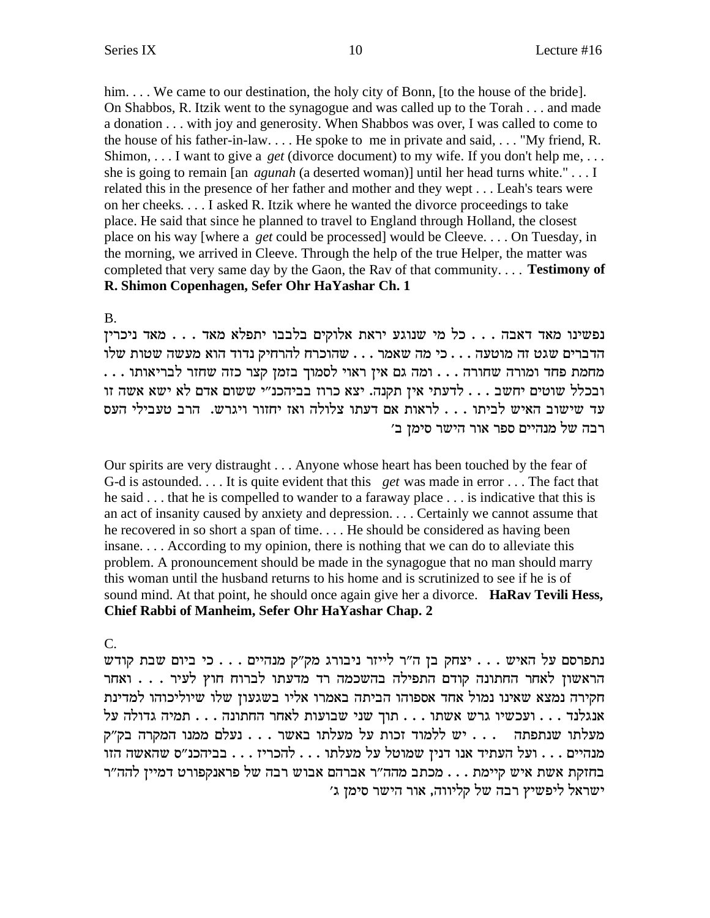him. . . . We came to our destination, the holy city of Bonn, [to the house of the bride]. On Shabbos, R. Itzik went to the synagogue and was called up to the Torah . . . and made a donation . . . with joy and generosity. When Shabbos was over, I was called to come to the house of his father-in-law. . . . He spoke to me in private and said, . . . "My friend, R. Shimon, . . . I want to give a *get* (divorce document) to my wife. If you don't help me, . . . she is going to remain [an *agunah* (a deserted woman)] until her head turns white." . . . I related this in the presence of her father and mother and they wept . . . Leah's tears were on her cheeks. . . . I asked R. Itzik where he wanted the divorce proceedings to take place. He said that since he planned to travel to England through Holland, the closest place on his way [where a *get* could be processed] would be Cleeve. . . . On Tuesday, in the morning, we arrived in Cleeve. Through the help of the true Helper, the matter was completed that very same day by the Gaon, the Rav of that community. . . . **Testimony of R. Shimon Copenhagen, Sefer Ohr HaYashar Ch. 1**

B.

נפשינו מאד דאבה . . . כל מי שנוגע יראת אלוקים בלבבו יתפלא מאד . . . מאד ניכרין הדברים שגט זה מוטעה . . . כי מה שאמר . . . שהוכרח להרחיק נדוד הוא מעשה שטות שלו מחמת פחד ומורה שחורה . . . ומה גם אין ראוי לסמוך בזמן קצר כזה שחזר לבריאותו . . . ובכלל שוטים יחשב . . . לדעתי אין תקנה. יצא כרוז בביהכנ"י ששום אדם לא ישא אשה זו עד שישוב האיש לביתו . . . לראות אם דעתו צלולה ואז יחזור ויגרש. **הרב טעבילי העס רבה של מנהיים ספר אור הישר סימן ב'**

Our spirits are very distraught . . . Anyone whose heart has been touched by the fear of G-d is astounded. . . . It is quite evident that this *get* was made in error . . . The fact that he said . . . that he is compelled to wander to a faraway place . . . is indicative that this is an act of insanity caused by anxiety and depression. . . . Certainly we cannot assume that he recovered in so short a span of time. . . . He should be considered as having been insane. . . . According to my opinion, there is nothing that we can do to alleviate this problem. A pronouncement should be made in the synagogue that no man should marry this woman until the husband returns to his home and is scrutinized to see if he is of sound mind. At that point, he should once again give her a divorce. **HaRav Tevili Hess, Chief Rabbi of Manheim, Sefer Ohr HaYashar Chap. 2**

C.

נתפרסם על האיש . . . יצחק בן ה"ר לייזר ניבורג מק"ק מנהיים . . . כי ביום שבת קודש הראשון לאחר החתונה קודם התפילה בהשכמה רד מדעתו לברוח חוץ לעיר . . . ואחר חקירה נמצא שאינו נמול אחד אספוהו הביתה באמרו אליו בשגעון שלו שיוליכוהו למדינת אנגלנד . . . ועכשיו גרש אשתו . . . תוך שני שבועות לאחר החתונה . . . תמיה גדולה על מעלתו שנתפתה . . . יש ללמוד זכות על מעלתו באשר . . . נעלם ממנו המקרה בק"ק מנהיים . . . ועל העתיד אנו דנין שמוטל על מעלתו . . . להכריז . . . בביהכנ"ס שהאשה הזו בחזקת אשת איש קיימת . . . מכתב מהה"ר אברהם אבוש רבה של פראנקפורט דמיין להה"ר ישראל ליפשיץ רבה של קליווה, אור הישר סימן ג'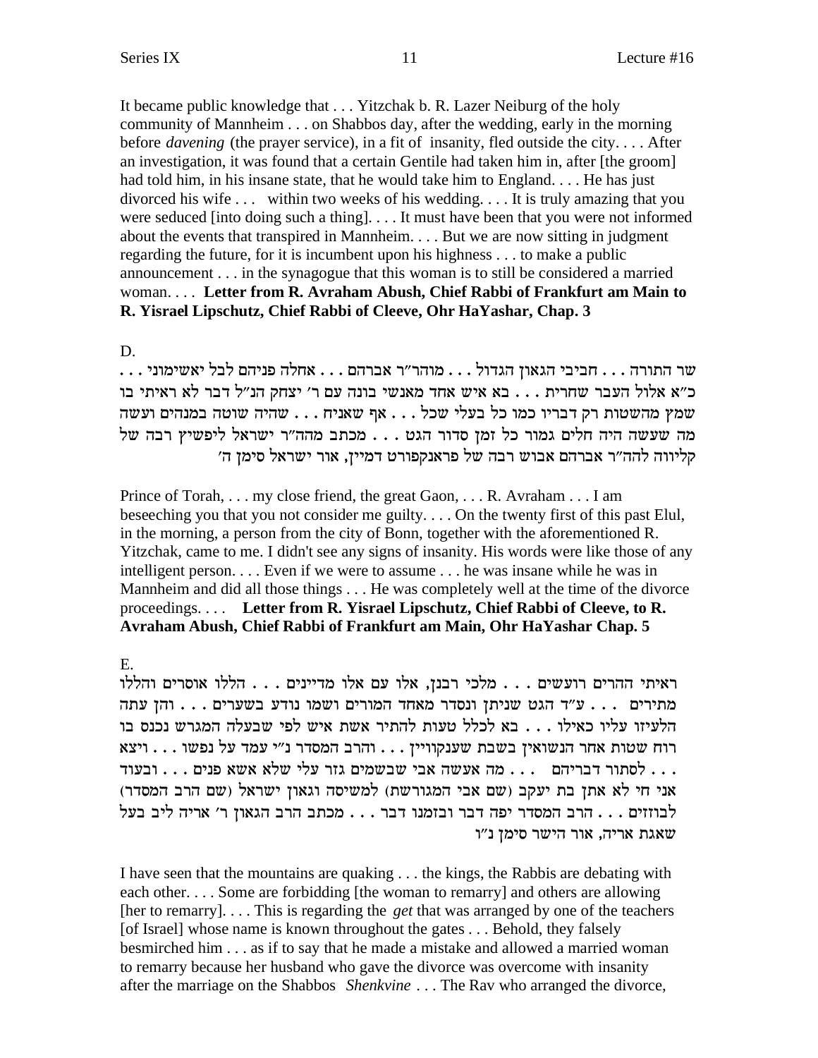It became public knowledge that . . . Yitzchak b. R. Lazer Neiburg of the holy community of Mannheim . . . on Shabbos day, after the wedding, early in the morning before *davening* (the prayer service), in a fit of insanity, fled outside the city. . . . After an investigation, it was found that a certain Gentile had taken him in, after [the groom] had told him, in his insane state, that he would take him to England. . . . He has just divorced his wife . . . within two weeks of his wedding. . . . It is truly amazing that you were seduced [into doing such a thing]. . . . It must have been that you were not informed about the events that transpired in Mannheim. . . . But we are now sitting in judgment regarding the future, for it is incumbent upon his highness . . . to make a public announcement . . . in the synagogue that this woman is to still be considered a married woman. . . . **Letter from R. Avraham Abush, Chief Rabbi of Frankfurt am Main to R. Yisrael Lipschutz, Chief Rabbi of Cleeve, Ohr HaYashar, Chap. 3**

D.

שר התורה . . . חביבי הגאון הגדול . . . מוהר"ר אברהם . . . אחלה פניהם לבל יאשימוני . . . כ"א אלול העבר שחרית . . . בא איש אחד מאנשי בונה עם ר' יצחק הנ"ל דבר לא ראיתי בו שמץ מהשטות רק דבריו כמו כל בעלי שכל . . . אף שאניח . . . שהיה שוטה במנהים ועשה מה שעשה היה חלים גמור כל זמן סדור הגט . . . מכתב מהה"ר ישראל ליפשיץ רבה של קליווה להה"ר אברהם אבוש רבה של פראנקפורט דמיין, אור ישראל סימן ה'

Prince of Torah, . . . my close friend, the great Gaon, . . . R. Avraham . . . I am beseeching you that you not consider me guilty. . . . On the twenty first of this past Elul, in the morning, a person from the city of Bonn, together with the aforementioned R. Yitzchak, came to me. I didn't see any signs of insanity. His words were like those of any intelligent person. . . . Even if we were to assume . . . he was insane while he was in Mannheim and did all those things . . . He was completely well at the time of the divorce proceedings. . . . **Letter from R. Yisrael Lipschutz, Chief Rabbi of Cleeve, to R. Avraham Abush, Chief Rabbi of Frankfurt am Main, Ohr HaYashar Chap. 5**

E.

ראיתי ההרים רועשים . . . מלכי רבנן, אלו עם אלו מדיינים . . . הללו אוסרים והללו מתירים . . . ע"ד הגט שניתן ונסדר מאחד המורים ושמו נודע בשערים . . . והן עתה הלעיזו עליו כאילו . . . בא לכלל טעות להתיר אשת איש לפי שבעלה המגרש נכנס בו רוח שטות אחר הנשואין בשבת שענקוויין . . . והרב המסדר נ"י עמד על נפשו . . . ויצא . . . לסתור דבריהם . . . מה אעשה אבי שבשמים גזר עלי שלא אשא פנים . . . ובעוד אני חי לא אתן בת יעקב (שם אבי המגורשת) למשיסה וגאון ישראל (שם הרב המסדר) לבוזזים . . . הרב המסדר יפה דבר ובזמנו דבר . . . מכתב הרב הגאון ר' אריה ליב בעל שאגת אריה, אור הישר סימן נ"ו

I have seen that the mountains are quaking . . . the kings, the Rabbis are debating with each other. . . . Some are forbidding [the woman to remarry] and others are allowing [her to remarry]. . . . This is regarding the *get* that was arranged by one of the teachers [of Israel] whose name is known throughout the gates . . . Behold, they falsely besmirched him . . . as if to say that he made a mistake and allowed a married woman to remarry because her husband who gave the divorce was overcome with insanity after the marriage on the Shabbos *Shenkvine* . . . The Rav who arranged the divorce,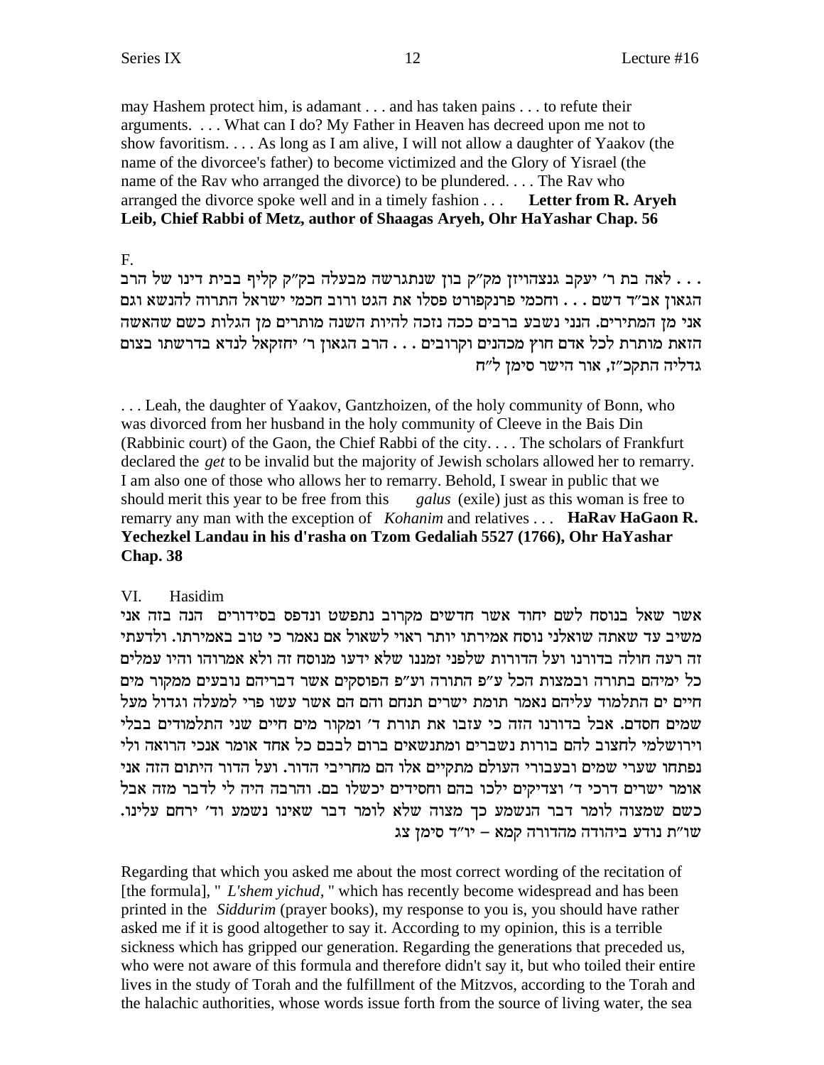may Hashem protect him, is adamant . . . and has taken pains . . . to refute their arguments. . . . What can I do? My Father in Heaven has decreed upon me not to show favoritism. . . . As long as I am alive, I will not allow a daughter of Yaakov (the name of the divorcee's father) to become victimized and the Glory of Yisrael (the name of the Rav who arranged the divorce) to be plundered. . . . The Rav who arranged the divorce spoke well and in a timely fashion . . . **Letter from R. Aryeh Leib, Chief Rabbi of Metz, author of Shaagas Aryeh, Ohr HaYashar Chap. 56**

F.

. . . לאה בת ר' יעקב גנצהויזן מק"ק בון שנתגרשה מבעלה בק"ק קליף בבית דינו של הרב הגאון אב"ד דשם . . . וחכמי פרנקפורט פסלו את הגט ורוב חכמי ישראל התרוה להנשא וגם אני מן המתירים. הנני נשבע ברבים ככה נזכה להיות השנה מותרים מן הגלות כשם שהאשה הזאת מותרת לכל אדם חוץ מכהנים וקרובים . . . הרב הגאון ר' יחזקאל לנדא בדרשתו בצום גדליה התקכ"ז, אור הישר סימן ל"ח

. . . Leah, the daughter of Yaakov, Gantzhoizen, of the holy community of Bonn, who was divorced from her husband in the holy community of Cleeve in the Bais Din (Rabbinic court) of the Gaon, the Chief Rabbi of the city. . . . The scholars of Frankfurt declared the *get* to be invalid but the majority of Jewish scholars allowed her to remarry. I am also one of those who allows her to remarry. Behold, I swear in public that we should merit this year to be free from this *galus* (exile) just as this woman is free to remarry any man with the exception of *Kohanim* and relatives . . . **HaRav HaGaon R. Yechezkel Landau in his d'rasha on Tzom Gedaliah 5527 (1766), Ohr HaYashar Chap. 38**

VI. Hasidim

אשר שאל בנוסח לשם יחוד אשר חדשים מקרוב נתפשט ונדפס בסידורים הנה בזה אני משיב עד שאתה שואלני נוסח אמירתו יותר ראוי לשאול אם נאמר כי טוב באמירתו. ולדעתי זה רעה חולה בדורנו ועל הדורות שלפני זמננו שלא ידעו מנוסח זה ולא אמרוהו והיו עמלים כל ימיהם בתורה ובמצות הכל ע"פ התורה וע"פ הפוסקים אשר דבריהם נובעים ממקור מים חיים ים התלמוד עליהם נאמר תומת ישרים תנחם והם הם אשר עשו פרי למעלה וגדול מעל שמים חסדם. אבל בדורנו הזה כי עזבו את תורת ד' ומקור מים חיים שני התלמודים בבלי וירושלמי לחצוב להם בורות נשברים ומתנשאים ברום לבבם כל אחד אומר אנכי הרואה ולי נפתחו שערי שמים ובעבורי העולם מתקיים אלו הם מחריבי הדור. ועל הדור היתום הזה אני אומר ישרים דרכי ד' וצדיקים ילכו בהם וחסידים יכשלו בם. והרבה היה לי לדבר מזה אבל כשם שמצוה לומר דבר הנשמע כך מצוה שלא לומר דבר שאינו נשמע וד' ירחם עלינו. שו"ת נודע ביהודה מהדורה קמא – יו"ד סימן צג

Regarding that which you asked me about the most correct wording of the recitation of [the formula], " *L'shem yichud,* " which has recently become widespread and has been printed in the *Siddurim* (prayer books), my response to you is, you should have rather asked me if it is good altogether to say it. According to my opinion, this is a terrible sickness which has gripped our generation. Regarding the generations that preceded us, who were not aware of this formula and therefore didn't say it, but who toiled their entire lives in the study of Torah and the fulfillment of the Mitzvos, according to the Torah and the halachic authorities, whose words issue forth from the source of living water, the sea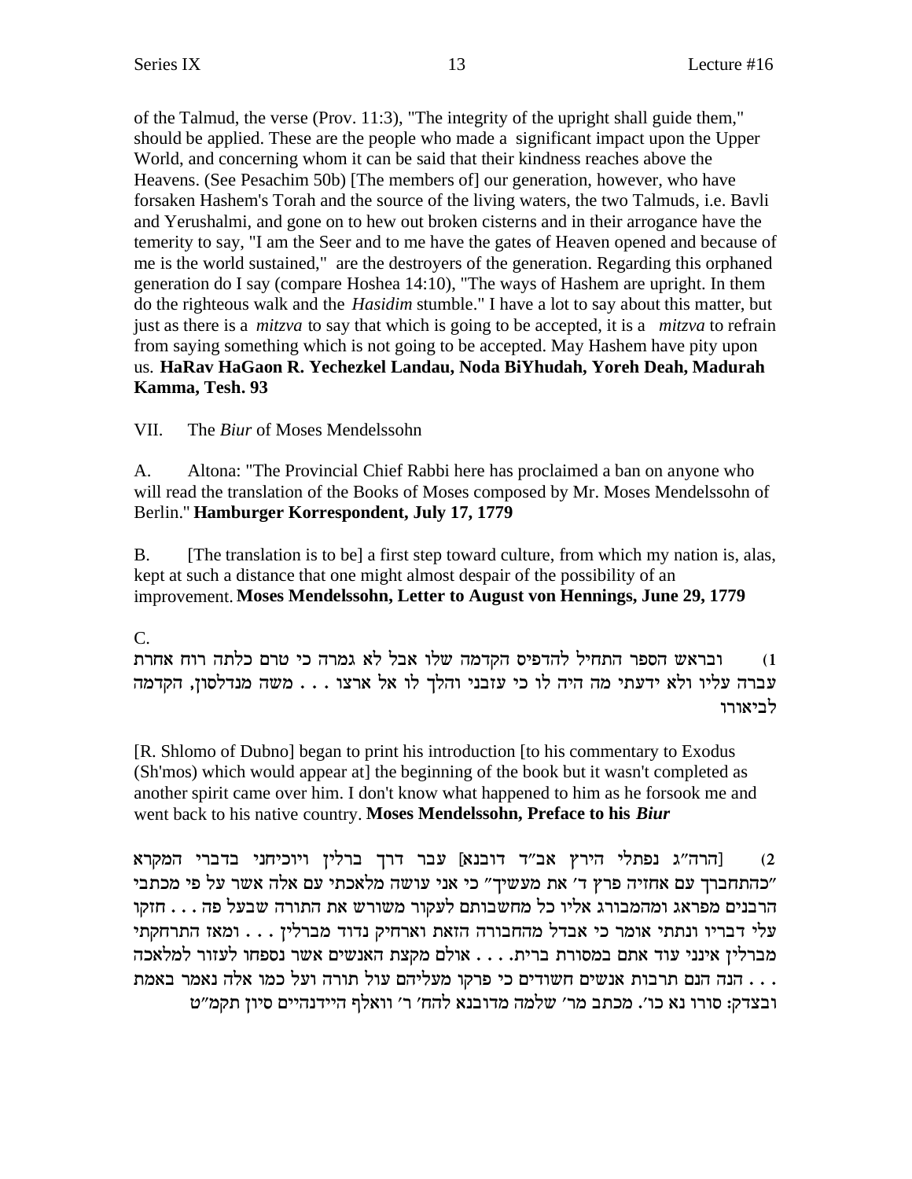of the Talmud, the verse (Prov. 11:3), "The integrity of the upright shall guide them," should be applied. These are the people who made a significant impact upon the Upper World, and concerning whom it can be said that their kindness reaches above the Heavens. (See Pesachim 50b) [The members of] our generation, however, who have forsaken Hashem's Torah and the source of the living waters, the two Talmuds, i.e. Bavli and Yerushalmi, and gone on to hew out broken cisterns and in their arrogance have the temerity to say, "I am the Seer and to me have the gates of Heaven opened and because of me is the world sustained," are the destroyers of the generation. Regarding this orphaned generation do I say (compare Hoshea 14:10), "The ways of Hashem are upright. In them do the righteous walk and the *Hasidim* stumble." I have a lot to say about this matter, but just as there is a *mitzva* to say that which is going to be accepted, it is a *mitzva* to refrain from saying something which is not going to be accepted. May Hashem have pity upon us. **HaRav HaGaon R. Yechezkel Landau, Noda BiYhudah, Yoreh Deah, Madurah Kamma, Tesh. 93**

VII. The *Biur* of Moses Mendelssohn

A. Altona: "The Provincial Chief Rabbi here has proclaimed a ban on anyone who will read the translation of the Books of Moses composed by Mr. Moses Mendelssohn of Berlin." **Hamburger Korrespondent, July 17, 1779**

B. [The translation is to be] a first step toward culture, from which my nation is, alas, kept at such a distance that one might almost despair of the possibility of an improvement. **Moses Mendelssohn, Letter to August von Hennings, June 29, 1779**

C.

1) ובראש הספר התחיל להדפיס הקדמה שלו אבל לא גמרה כי טרם כלתה רוח אחרת עברה עליו ולא ידעתי מה היה לו כי עזבני והלך לו אל ארצו . . . **משה מנדלסון, הקדמה לביאורו**

[R. Shlomo of Dubno] began to print his introduction [to his commentary to Exodus (Sh'mos) which would appear at] the beginning of the book but it wasn't completed as another spirit came over him. I don't know what happened to him as he forsook me and went back to his native country. **Moses Mendelssohn, Preface to his *Biur***

2) [הרה"ג נפתלי הירץ אב"ד דובנא] עבר דרך ברלין ויוכיחני בדברי המקרא "כהתחברך עם אחזיה פרץ ד' את מעשיך" כי אני עושה מלאכתי עם אלה אשר על פי מכתבי הרבנים מפראג ומהמבורג אליו כל מחשבותם לעקור משורש את התורה שבעל פה . . . חזקו עלי דבריו ונתתי אומר כי אבדל מהחבורה הזאת וארחיק נדוד מברלין . . . ומאז התרחקתי מברלין אינני עוד אתם במסורת ברית. . . . אולם מקצת האנשים אשר נספחו לעזור למלאכה . . . הנה הנם תרבות אנשים חשודים כי פרקו מעליהם עול תורה ועל כמו אלה נאמר באמת ובצדק: סורו נא כו'. **מכתב מר' שלמה מדובנא להח' ר' וואלף היידנהיים סיון תקמ"ט**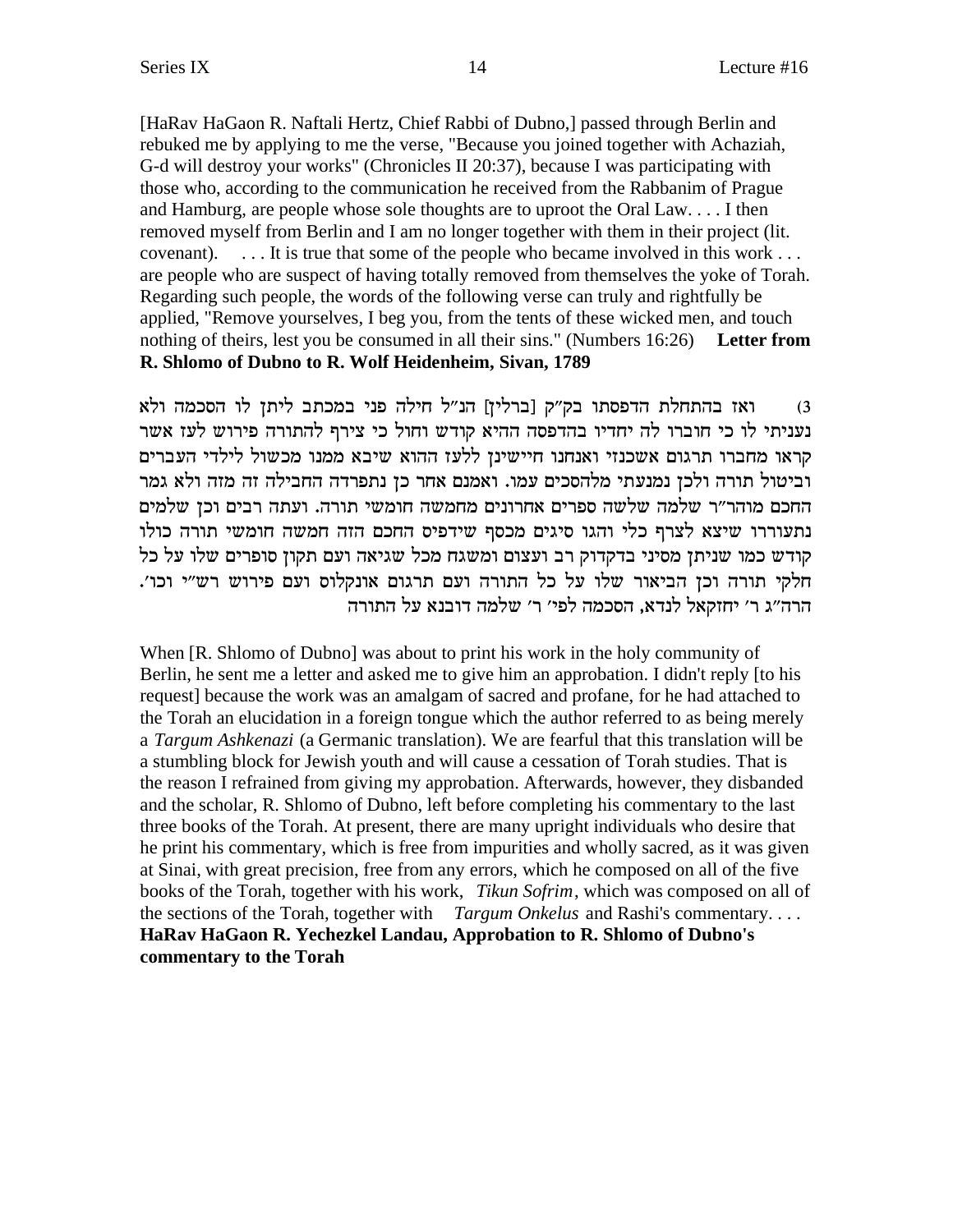[HaRav HaGaon R. Naftali Hertz, Chief Rabbi of Dubno,] passed through Berlin and rebuked me by applying to me the verse, "Because you joined together with Achaziah, G-d will destroy your works" (Chronicles II 20:37), because I was participating with those who, according to the communication he received from the Rabbanim of Prague and Hamburg, are people whose sole thoughts are to uproot the Oral Law. . . . I then removed myself from Berlin and I am no longer together with them in their project (lit. covenant). . . . It is true that some of the people who became involved in this work . . . are people who are suspect of having totally removed from themselves the yoke of Torah. Regarding such people, the words of the following verse can truly and rightfully be applied, "Remove yourselves, I beg you, from the tents of these wicked men, and touch nothing of theirs, lest you be consumed in all their sins." (Numbers 16:26) **Letter from R. Shlomo of Dubno to R. Wolf Heidenheim, Sivan, 1789**

3) ואז בהתחלת הדפסתו בק"ק [ברלין] הנ"ל חילה פני במכתב ליתן לו הסכמה ולא נעניתי לו כי חוברו לה יחדיו בהדפסה ההיא קודש וחול כי צירף להתורה פירוש לעז אשר קראו מחברו תרגום אשכנזי ואנחנו חיישינן ללעז ההוא שיבא ממנו מכשול לילדי העברים וביטול תורה ולכן נמנעתי מלהסכים עמו. ואמנם אחר כן נתפרדה החבילה זה מזה ולא גמר החכם מוהר"ר שלמה שלשה ספרים אחרונים מחמשה חומשי תורה. ועתה רבים וכן שלמים נתעוררו שיצא לצרף כלי והגו סיגים מכסף שידפיס החכם הזה חמשה חומשי תורה כולו קודש כמו שניתן מסיני בדקדוק רב ועצום ומשגח מכל שגיאה ועם תקון סופרים שלו על כל חלקי תורה וכן הביאור שלו על כל התורה ועם תרגום אונקלוס ועם פירוש רש"י וכו'. הרה"ג ר' יחזקאל לנדא, הסכמה לפי' ר' שלמה דובנא על התורה

When [R. Shlomo of Dubno] was about to print his work in the holy community of Berlin, he sent me a letter and asked me to give him an approbation. I didn't reply [to his request] because the work was an amalgam of sacred and profane, for he had attached to the Torah an elucidation in a foreign tongue which the author referred to as being merely a *Targum Ashkenazi* (a Germanic translation). We are fearful that this translation will be a stumbling block for Jewish youth and will cause a cessation of Torah studies. That is the reason I refrained from giving my approbation. Afterwards, however, they disbanded and the scholar, R. Shlomo of Dubno, left before completing his commentary to the last three books of the Torah. At present, there are many upright individuals who desire that he print his commentary, which is free from impurities and wholly sacred, as it was given at Sinai, with great precision, free from any errors, which he composed on all of the five books of the Torah, together with his work, *Tikun Sofrim*, which was composed on all of the sections of the Torah, together with *Targum Onkelus* and Rashi's commentary. . . . **HaRav HaGaon R. Yechezkel Landau, Approbation to R. Shlomo of Dubno's commentary to the Torah**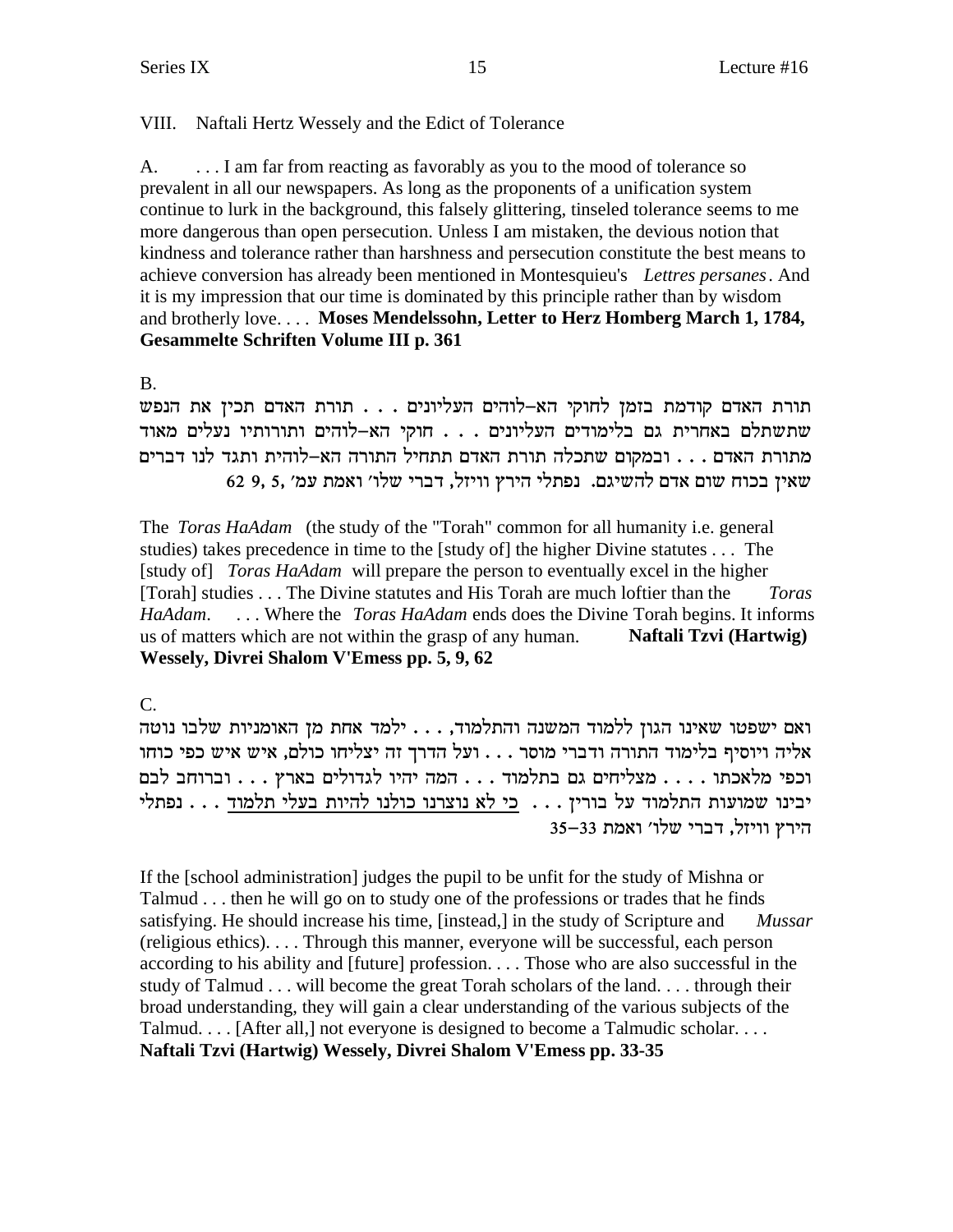VIII. Naftali Hertz Wessely and the Edict of Tolerance

A. . . . I am far from reacting as favorably as you to the mood of tolerance so prevalent in all our newspapers. As long as the proponents of a unification system continue to lurk in the background, this falsely glittering, tinseled tolerance seems to me more dangerous than open persecution. Unless I am mistaken, the devious notion that kindness and tolerance rather than harshness and persecution constitute the best means to achieve conversion has already been mentioned in Montesquieu's *Lettres persanes*. And it is my impression that our time is dominated by this principle rather than by wisdom and brotherly love. . . . **Moses Mendelssohn, Letter to Herz Homberg March 1, 1784, Gesammelte Schriften Volume III p. 361**

B.

תורת האדם קודמת בזמן לחוקי הא–לוהים העליונים . . . תורת האדם תכין את הנפש שתשתלם באחרית גם בלימודים העליונים . . . חוקי הא–לוהים ותורותיו נעלים מאוד מתורת האדם . . . ובמקום שתכלה תורת האדם תתחיל התורה הא–לוהית ותגד לנו דברים שאין בכוח שום אדם להשיגם. נפתלי הירץ וויזל, דברי שלו׳ ואמת עמ׳ 5, 9, 62

The *Toras HaAdam* (the study of the "Torah" common for all humanity i.e. general studies) takes precedence in time to the [study of] the higher Divine statutes . . . The [study of] *Toras HaAdam* will prepare the person to eventually excel in the higher [Torah] studies . . . The Divine statutes and His Torah are much loftier than the *Toras HaAdam*. . . . Where the *Toras HaAdam* ends does the Divine Torah begins. It informs us of matters which are not within the grasp of any human. **Naftali Tzvi (Hartwig) Wessely, Divrei Shalom V'Emess pp. 5, 9, 62**

C.

ואם ישפטו שאינו הגון ללמוד המשנה והתלמוד, . . . ילמד אחת מן האומניות שלבו נוטה אליה ויוסיף בלימוד התורה ודברי מוסר . . . ועל הדרך זה יצליחו כולם, איש איש כפי כוחו וכפי מלאכתו . . . . מצליחים גם בתלמוד . . . המה יהיו לגדולים בארץ . . . וברוחב לבם יבינו שמועות התלמוד על בורין . . . <u>כי לא נוצרנו כולנו להיות בעלי תלמוד</u> . . . נפתלי הירץ וויזל, דברי שלו׳ ואמת 33–35

If the [school administration] judges the pupil to be unfit for the study of Mishna or Talmud . . . then he will go on to study one of the professions or trades that he finds satisfying. He should increase his time, [instead,] in the study of Scripture and *Mussar* (religious ethics). . . . Through this manner, everyone will be successful, each person according to his ability and [future] profession. . . . Those who are also successful in the study of Talmud . . . will become the great Torah scholars of the land. . . . through their broad understanding, they will gain a clear understanding of the various subjects of the Talmud. . . . [After all,] not everyone is designed to become a Talmudic scholar. . . . **Naftali Tzvi (Hartwig) Wessely, Divrei Shalom V'Emess pp. 33-35**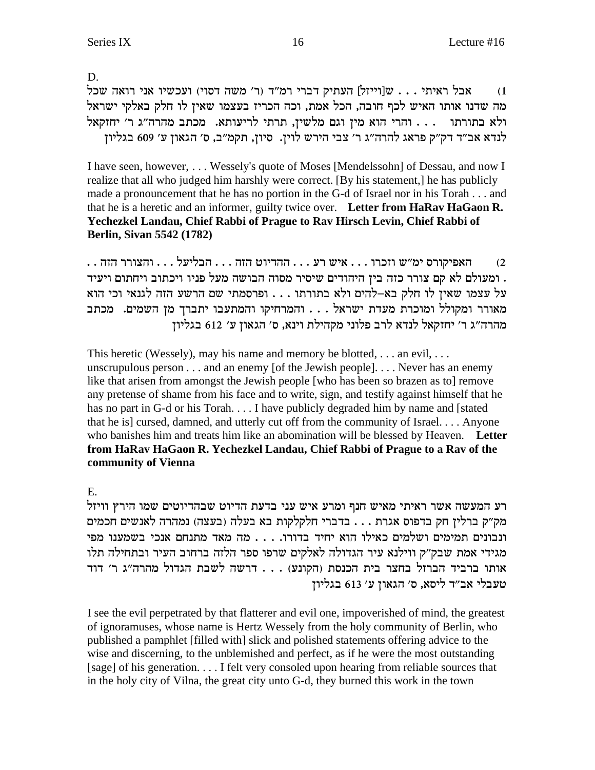D.

1) אבל ראיתי . . . ש[וייזל] העתיק דברי רמ"ד (ר' משה דסוי) ועכשיו אני רואה שכל מה שדנו אותו האיש לכף חובה, הכל אמת, וכה הכריז בעצמו שאין לו חלק באלקי ישראל ולא בתורתו . . . והרי הוא מין וגם מלשין, תרתי לריעותא. מכתב מהרה"ג ר' יחזקאל לנדא אב"ד דק"ק פראג להרה"ג ר' צבי הירש לוין. סיון, תקמ"ב, ס' הגאון ע' 609 בגליון

I have seen, however, . . . Wessely's quote of Moses [Mendelssohn] of Dessau, and now I realize that all who judged him harshly were correct. [By his statement,] he has publicly made a pronouncement that he has no portion in the G-d of Israel nor in his Torah . . . and that he is a heretic and an informer, guilty twice over. **Letter from HaRav HaGaon R. Yechezkel Landau, Chief Rabbi of Prague to Rav Hirsch Levin, Chief Rabbi of Berlin, Sivan 5542 (1782)**

2) האפיקורס ימ"ש וזכרו . . . איש רע . . . ההדיוט הזה . . . הבליעל . . . והצורר הזה . . . ומעולם לא קם צורר כזה בין היהודים שיסיר מסוה הבושה מעל פניו ויכתוב ויחתום ויעיד על עצמו שאין לו חלק בא–להים ולא בתורתו . . . ופרסמתי שם הרשע הזה לגנאי וכי הוא מאורר ומקולל ומוכרת מעדת ישראל . . . והמרחיקו והמתעבו יתברך מן השמים. מכתב מהרה"ג ר' יחזקאל לנדא לרב פלוני מקהילת וינא, ס' הגאון ע' 612 בגליון

This heretic (Wessely), may his name and memory be blotted, . . . an evil, . . . unscrupulous person . . . and an enemy [of the Jewish people]. . . . Never has an enemy like that arisen from amongst the Jewish people [who has been so brazen as to] remove any pretense of shame from his face and to write, sign, and testify against himself that he has no part in G-d or his Torah. . . . I have publicly degraded him by name and [stated that he is] cursed, damned, and utterly cut off from the community of Israel. . . . Anyone who banishes him and treats him like an abomination will be blessed by Heaven. **Letter from HaRav HaGaon R. Yechezkel Landau, Chief Rabbi of Prague to a Rav of the community of Vienna**

E.

רע המעשה אשר ראיתי מאיש חנף ומרע איש עני בדעת הדיוט שבהדיוטים שמו הירץ וויזל מק"ק ברלין חק בדפוס אגרת . . . בדברי חלקלקות בא בעלה (בעצה) נמהרה לאנשים חכמים ונבונים תמימים ושלמים כאילו הוא יחיד בדורו. . . . מה מאד מתנחם אנכי בשמענו מפי מגידי אמת שבק"ק ווילנא עיר הגדולה לאלקים שרפו ספר הלזה ברחוב העיר ובתחילה תלו אותו ברביד הברזל בחצר בית הכנסת (הקונע) . . . דרשה לשבת הגדול מהרה"ג ר' דוד טעבלי אב"ד ליסא, ס' הגאון ע' 613 בגליון

I see the evil perpetrated by that flatterer and evil one, impoverished of mind, the greatest of ignoramuses, whose name is Hertz Wessely from the holy community of Berlin, who published a pamphlet [filled with] slick and polished statements offering advice to the wise and discerning, to the unblemished and perfect, as if he were the most outstanding [sage] of his generation. . . . I felt very consoled upon hearing from reliable sources that in the holy city of Vilna, the great city unto G-d, they burned this work in the town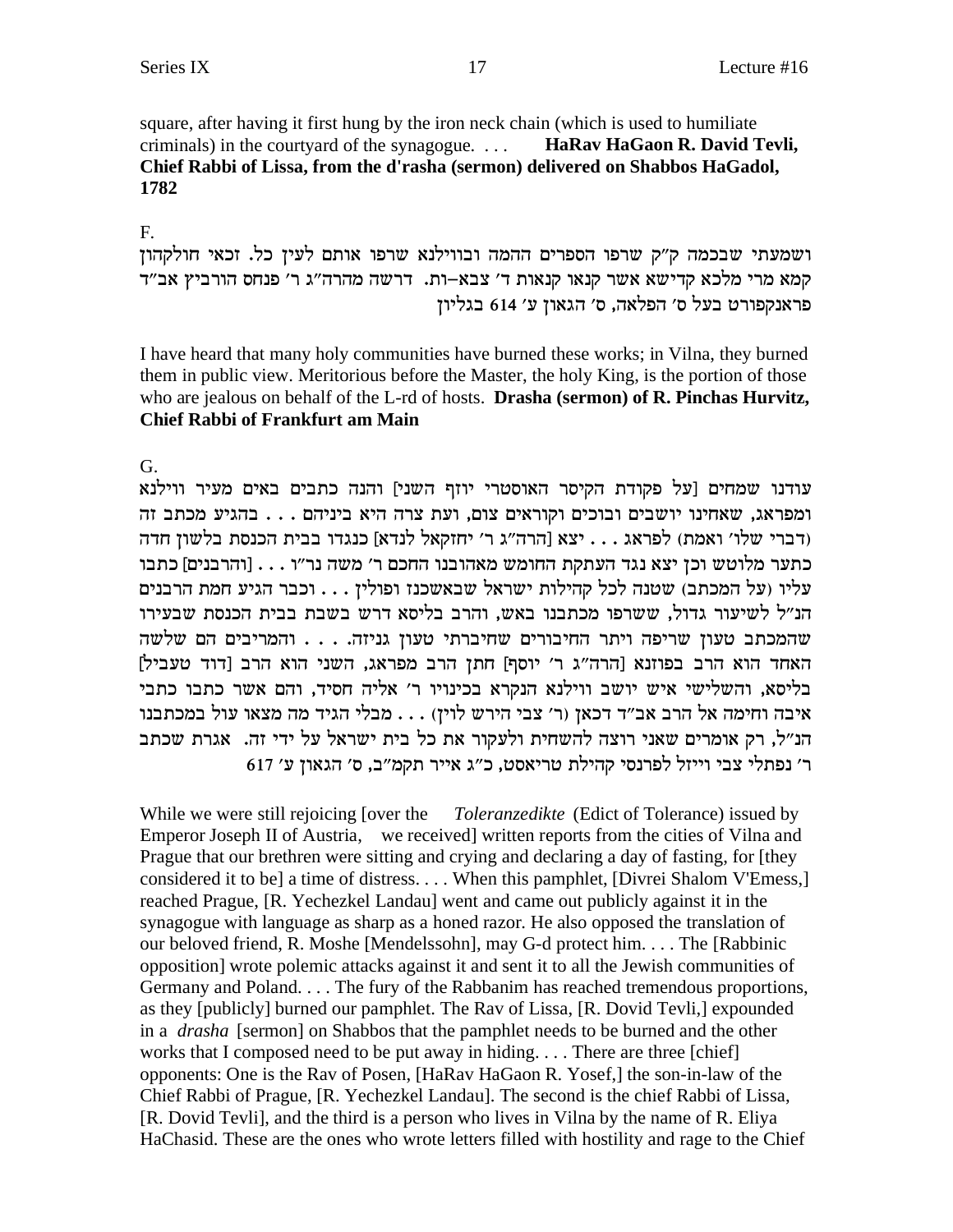square, after having it first hung by the iron neck chain (which is used to humiliate criminals) in the courtyard of the synagogue. . . . **HaRav HaGaon R. David Tevli, Chief Rabbi of Lissa, from the d'rasha (sermon) delivered on Shabbos HaGadol, 1782**

F.

ושמעתי שבכמה ק"ק שרפו הספרים ההמה ובווילנא שרפו אותם לעין כל. זכאי חולקהון קמא מרי מלכא קדישא אשר קנאו קנאות ד' צבא–ות. דרשה מהרה"ג ר' פנחס הורביץ אב"ד פראנקפורט בעל ס' הפלאה, ס' הגאון ע' 614 בגליון

I have heard that many holy communities have burned these works; in Vilna, they burned them in public view. Meritorious before the Master, the holy King, is the portion of those who are jealous on behalf of the L-rd of hosts. **Drasha (sermon) of R. Pinchas Hurvitz, Chief Rabbi of Frankfurt am Main**

G.

עודנו שמחים [על פקודת הקיסר האוסטרי יוזף השני] והנה כתבים באים מעיר ווילנא ומפראג, שאחינו יושבים ובוכים וקוראים צום, ועת צרה היא ביניהם . . . בהגיע מכתב זה (דברי שלו' ואמת) לפראג . . . יצא [הרה"ג ר' יחזקאל לנדא] כנגדו בבית הכנסת בלשון חדה כתער מלוטש וכן יצא נגד העתקת החומש מאהובנו החכם ר' משה נר"ו . . . [והרבנים] כתבו עליו (על המכתב) שטנה לכל קהילות ישראל שבאשכנז ופולין . . . וכבר הגיע חמת הרבנים הנ"ל לשיעור גדול, ששרפו מכתבנו באש, והרב בליסא דרש בשבת בבית הכנסת שבעירו שהמכתב טעון שריפה ויתר החיבורים שחיברתי טעון גניזה. . . . והמריבים הם שלשה האחד הוא הרב בפוזנא [הרה"ג ר' יוסף] חתן הרב מפראג, השני הוא הרב [דוד טעביל] בליסא, והשלישי איש יושב ווילנא הנקרא בכינויו ר' אליה חסיד, והם אשר כתבו כתבי איבה וחימה אל הרב אב"ד דכאן (ר' צבי הירש לוין) . . . מבלי הגיד מה מצאו עול במכתבנו הנ"ל, רק אומרים שאני רוצה להשחית ולעקור את כל בית ישראל על ידי זה. אגרת שכתב ר' נפתלי צבי וייזל לפרנסי קהילת טריאסט, כ"ג אייר תקמ"ב, ס' הגאון ע' 617

While we were still rejoicing [over the *Toleranzedikte* (Edict of Tolerance) issued by Emperor Joseph II of Austria, we received] written reports from the cities of Vilna and Prague that our brethren were sitting and crying and declaring a day of fasting, for [they considered it to be] a time of distress. . . . When this pamphlet, [Divrei Shalom V'Emess,] reached Prague, [R. Yechezkel Landau] went and came out publicly against it in the synagogue with language as sharp as a honed razor. He also opposed the translation of our beloved friend, R. Moshe [Mendelssohn], may G-d protect him. . . . The [Rabbinic opposition] wrote polemic attacks against it and sent it to all the Jewish communities of Germany and Poland. . . . The fury of the Rabbanim has reached tremendous proportions, as they [publicly] burned our pamphlet. The Rav of Lissa, [R. Dovid Tevli,] expounded in a *drasha* [sermon] on Shabbos that the pamphlet needs to be burned and the other works that I composed need to be put away in hiding. . . . There are three [chief] opponents: One is the Rav of Posen, [HaRav HaGaon R. Yosef,] the son-in-law of the Chief Rabbi of Prague, [R. Yechezkel Landau]. The second is the chief Rabbi of Lissa, [R. Dovid Tevli], and the third is a person who lives in Vilna by the name of R. Eliya HaChasid. These are the ones who wrote letters filled with hostility and rage to the Chief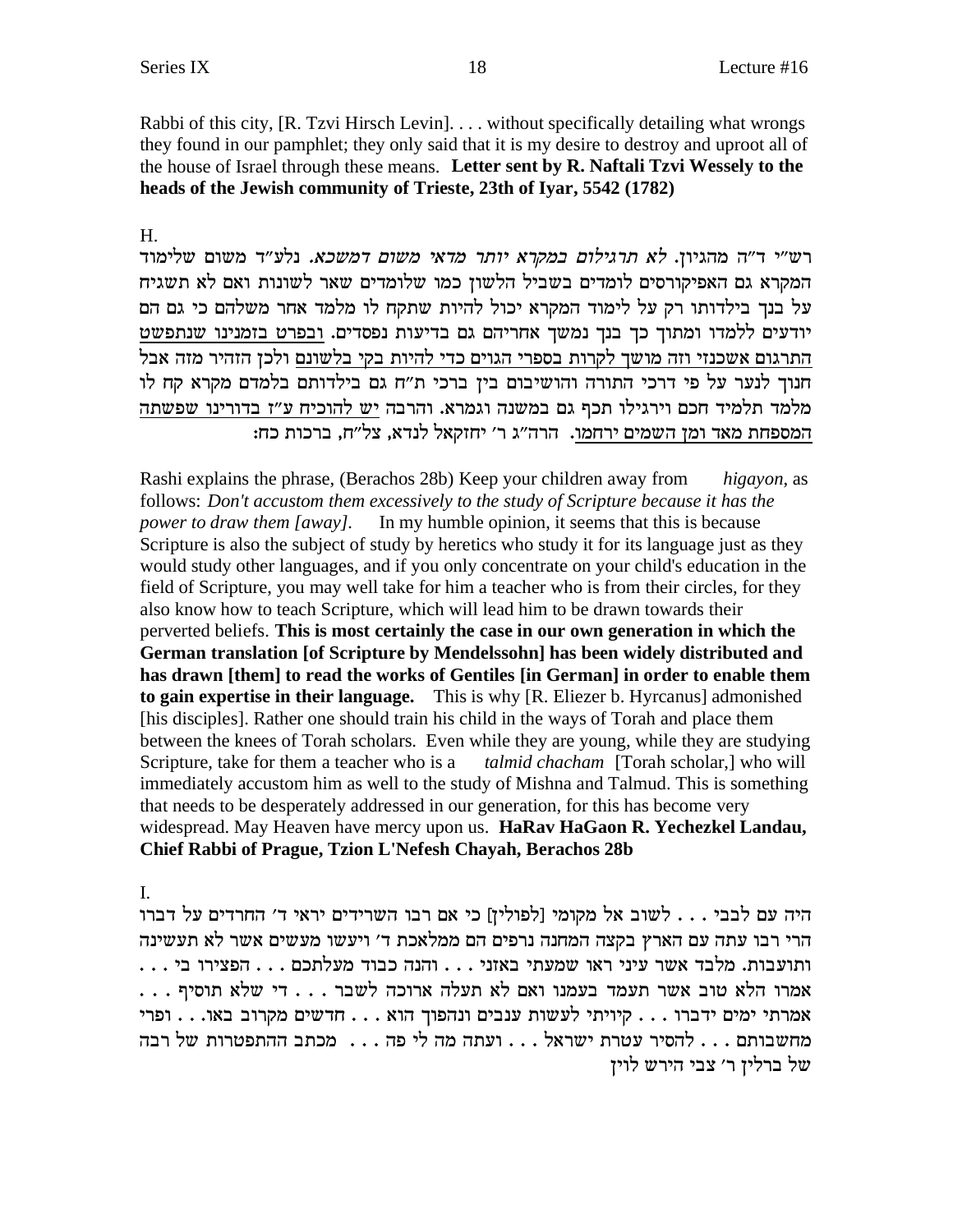Rabbi of this city, [R. Tzvi Hirsch Levin]. . . . without specifically detailing what wrongs they found in our pamphlet; they only said that it is my desire to destroy and uproot all of the house of Israel through these means. **Letter sent by R. Naftali Tzvi Wessely to the heads of the Jewish community of Trieste, 23th of Iyar, 5542 (1782)**

H.

רש"י ד"ה מהגיון. *לא תרגילום במקרא יותר מדאי משום דמשכא.* נלע"ד משום שלימוד המקרא גם האפיקורסים לומדים בשביל הלשון כמו שלומדים שאר לשונות ואם לא תשגיח על בנך בילדותו רק על לימוד המקרא יכול להיות שתקח לו מלמד אחר משלהם כי גם הם יודעים ללמדו ומתוך כך בנך נמשך אחריהם גם בדיעות נפסדים. <u>ובפרט בזמנינו שנתפשט התרגום אשכנזי וזה מושך לקרות בספרי הגוים כדי להיות בקי בלשונם</u> ולכן הזהיר מזה אבל חנוך לנער על פי דרכי התורה והושיבום בין ברכי ת"ח גם בילדותם בלמדם מקרא קח לו מלמד תלמיד חכם וירגילו תכף גם במשנה וגמרא. והרבה <u>יש להוכיח ע"ז בדורינו שפשתה המספחת מאד ומן השמים ירחמו.</u> הרה"ג ר' יחזקאל לנדא, צל"ח, ברכות כח:

Rashi explains the phrase, (Berachos 28b) Keep your children away from *higayon*, as follows: *Don't accustom them excessively to the study of Scripture because it has the power to draw them [away].* In my humble opinion, it seems that this is because Scripture is also the subject of study by heretics who study it for its language just as they would study other languages, and if you only concentrate on your child's education in the field of Scripture, you may well take for him a teacher who is from their circles, for they also know how to teach Scripture, which will lead him to be drawn towards their perverted beliefs. **This is most certainly the case in our own generation in which the German translation [of Scripture by Mendelssohn] has been widely distributed and has drawn [them] to read the works of Gentiles [in German] in order to enable them to gain expertise in their language.** This is why [R. Eliezer b. Hyrcanus] admonished [his disciples]. Rather one should train his child in the ways of Torah and place them between the knees of Torah scholars. Even while they are young, while they are studying Scripture, take for them a teacher who is a *talmid chacham* [Torah scholar,] who will immediately accustom him as well to the study of Mishna and Talmud. This is something that needs to be desperately addressed in our generation, for this has become very widespread. May Heaven have mercy upon us. **HaRav HaGaon R. Yechezkel Landau, Chief Rabbi of Prague, Tzion L'Nefesh Chayah, Berachos 28b**

I.

היה עם לבבי . . . לשוב אל מקומי [לפולין] כי אם רבו השרידים יראי ד' החרדים על דברו הרי רבו עתה עם הארץ בקצה המחנה נרפים הם ממלאכת ד' ויעשו מעשים אשר לא תעשינה ותועבות. מלבד אשר עיני ראו שמעתי באזני . . . והנה כבוד מעלתכם . . . הפצירו בי . . . אמרו הלא טוב אשר תעמד בעמנו ואם לא תעלה ארוכה לשבר . . . די שלא תוסיף . . . אמרתי ימים ידברו . . . קויתי לעשות ענבים ונהפוך הוא . . . חדשים מקרוב באו. . . ופרי מחשבותם . . . להסיר עטרת ישראל . . . ועתה מה לי פה . . . מכתב ההתפטרות של רבה של ברלין ר' צבי הירש לוין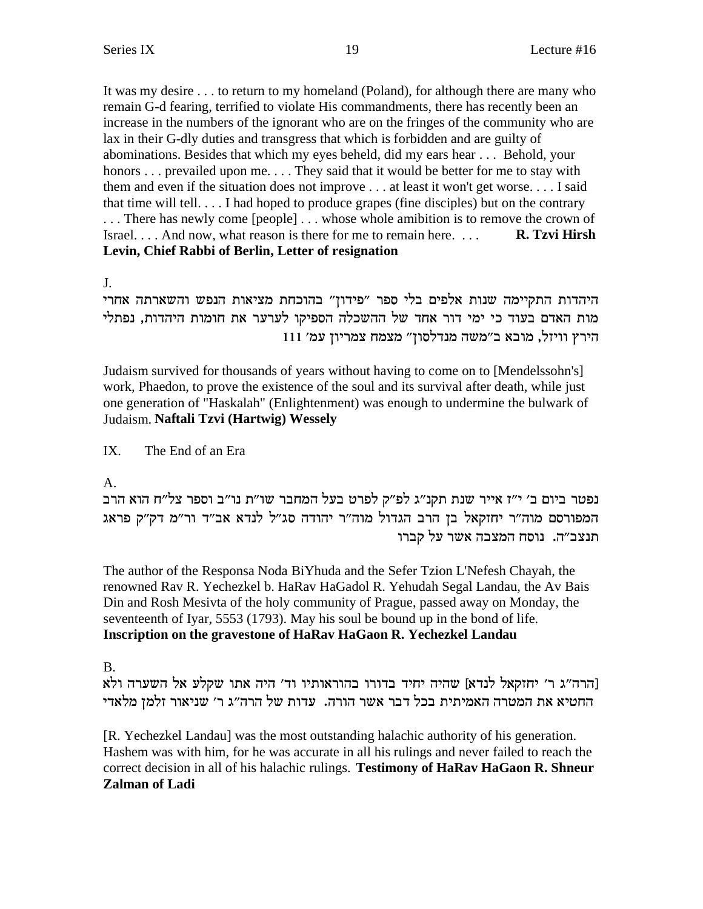It was my desire . . . to return to my homeland (Poland), for although there are many who remain G-d fearing, terrified to violate His commandments, there has recently been an increase in the numbers of the ignorant who are on the fringes of the community who are lax in their G-dly duties and transgress that which is forbidden and are guilty of abominations. Besides that which my eyes beheld, did my ears hear . . . Behold, your honors . . . prevailed upon me. . . . They said that it would be better for me to stay with them and even if the situation does not improve . . . at least it won't get worse. . . . I said that time will tell. . . . I had hoped to produce grapes (fine disciples) but on the contrary . . . There has newly come [people] . . . whose whole amibition is to remove the crown of Israel. . . . And now, what reason is there for me to remain here. . . . **R. Tzvi Hirsh Levin, Chief Rabbi of Berlin, Letter of resignation**

J.

היהדות התקיימה שנות אלפים בלי ספר "פידון" בהוכחת מציאות הנפש והשארתה אחרי מות האדם בעוד כי ימי דור אחד של ההשכלה הספיקו לערער את חומות היהדות, **נפתלי הירץ וויזל, מובא ב"משה מנדלסון" מצמח צמריון עמ' 111**

Judaism survived for thousands of years without having to come on to [Mendelssohn's] work, Phaedon, to prove the existence of the soul and its survival after death, while just one generation of "Haskalah" (Enlightenment) was enough to undermine the bulwark of Judaism. **Naftali Tzvi (Hartwig) Wessely**

## IX. The End of an Era

A.

נפטר ביום ב' י"ז אייר שנת תקנ"ג לפ"ק לפרט בעל המחבר שו"ת נו"ב וספר צל"ח הוא הרב המפורסם מוה"ר יחזקאל בן הרב הגדול מוה"ר יהודה סג"ל לנדא אב"ד ור"מ דק"ק פראג תנצב"ה. נוסח המצבה אשר על קברו

The author of the Responsa Noda BiYhuda and the Sefer Tzion L'Nefesh Chayah, the renowned Rav R. Yechezkel b. HaRav HaGadol R. Yehudah Segal Landau, the Av Bais Din and Rosh Mesivta of the holy community of Prague, passed away on Monday, the seventeenth of Iyar, 5553 (1793). May his soul be bound up in the bond of life. **Inscription on the gravestone of HaRav HaGaon R. Yechezkel Landau**

B.

[הרה"ג ר' יחזקאל לנדא] שהיה יחיד בדורו בהוראותיו וד' היה אתו שקלע אל השערה ולא החטיא את המטרה האמיתית בכל דבר אשר הורה. עדות של הרה"ג ר' שניאור זלמן מלאדי

[R. Yechezkel Landau] was the most outstanding halachic authority of his generation. Hashem was with him, for he was accurate in all his rulings and never failed to reach the correct decision in all of his halachic rulings. **Testimony of HaRav HaGaon R. Shneur Zalman of Ladi**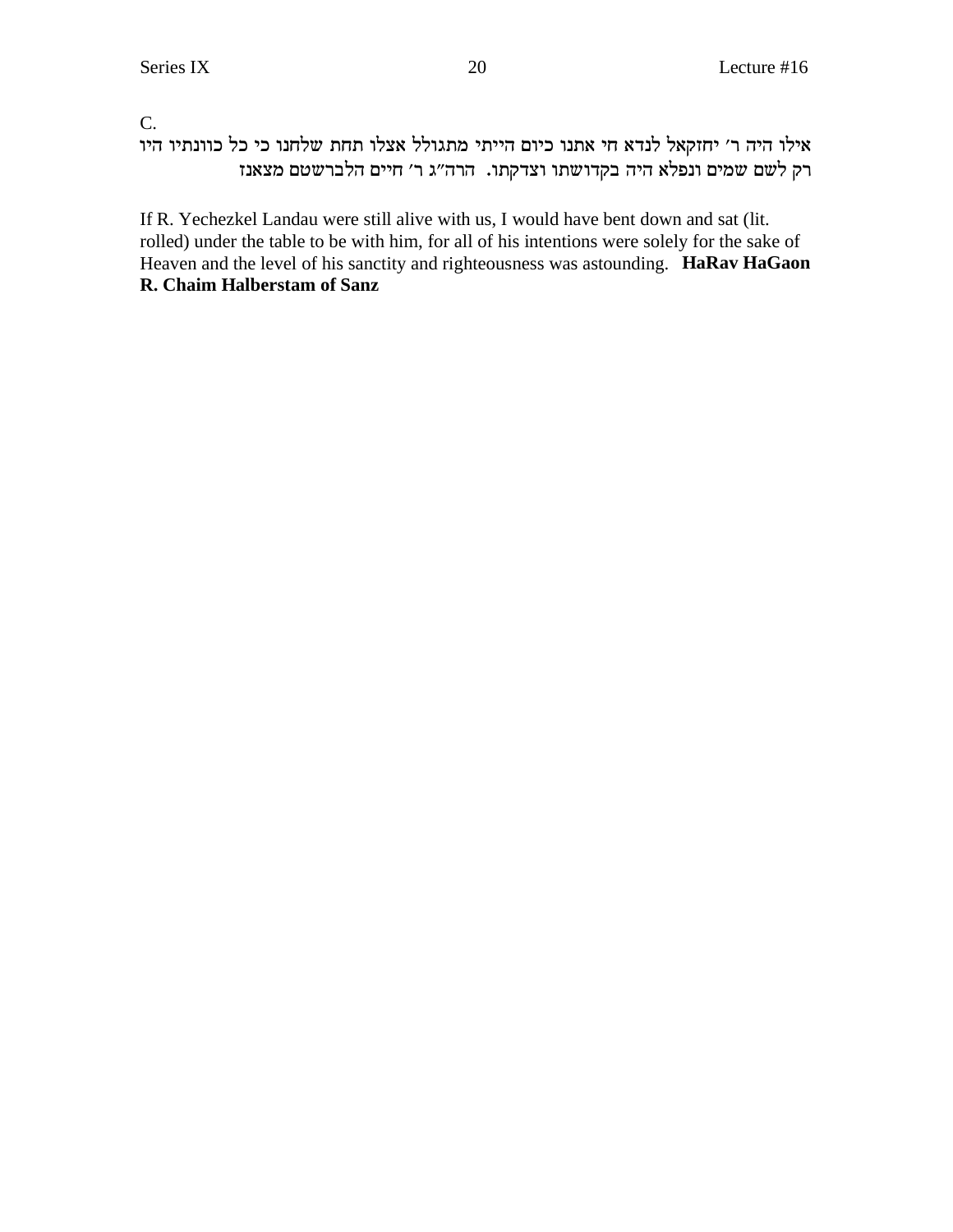C.

אילו היה ר׳ יחזקאל לנדא חי אתנו כיום הייתי מתגולל אצלו תחת שלחנו כי כל כוונתיו היו רק לשם שמים ונפלא היה בקדושתו וצדקתו. הרה״ג ר׳ חיים הלברשטם מצאנז

If R. Yechezkel Landau were still alive with us, I would have bent down and sat (lit. rolled) under the table to be with him, for all of his intentions were solely for the sake of Heaven and the level of his sanctity and righteousness was astounding. **HaRav HaGaon R. Chaim Halberstam of Sanz**